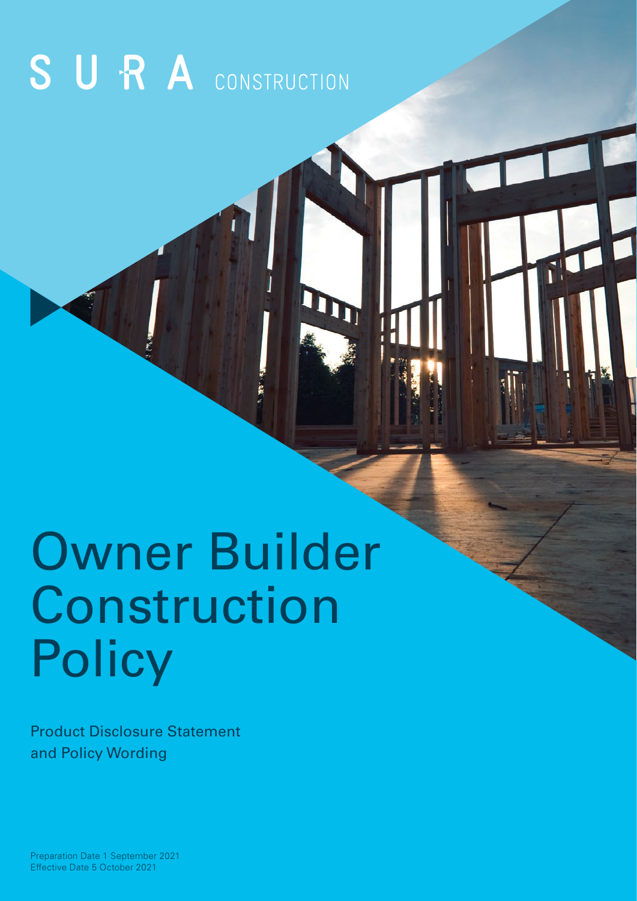SURA CONSTRUCTION

# Owner Builder Construction Policy

Product Disclosure Statement and Policy Wording

Preparation Date 1 September 2021
Effective Date 5 October 2021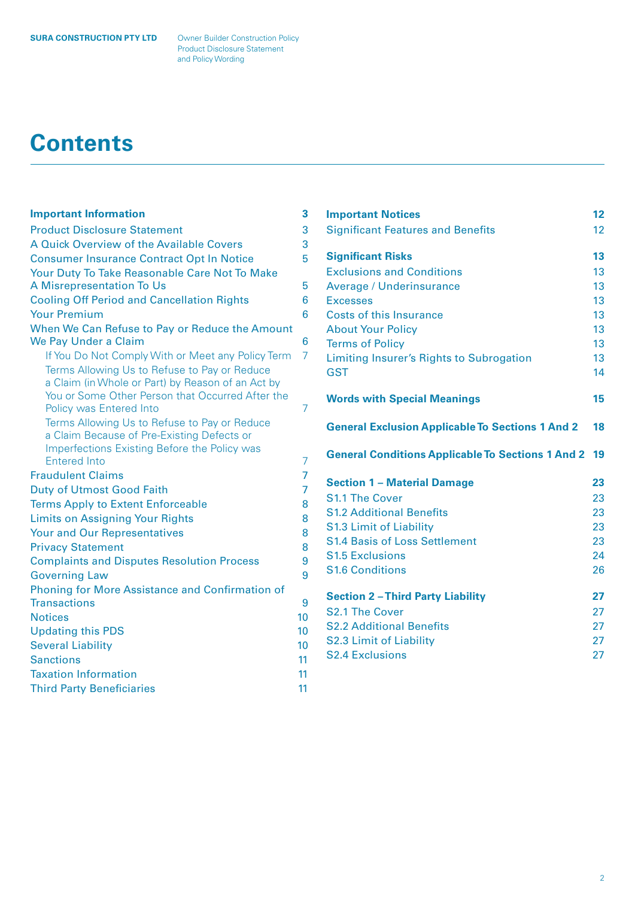# Contents

| | |
|---|---|
| **Important Information** | **3** |
| Product Disclosure Statement | 3 |
| A Quick Overview of the Available Covers | 3 |
| Consumer Insurance Contract Opt In Notice | 5 |
| Your Duty To Take Reasonable Care Not To Make A Misrepresentation To Us | 5 |
| Cooling Off Period and Cancellation Rights | 6 |
| Your Premium | 6 |
| When We Can Refuse to Pay or Reduce the Amount We Pay Under a Claim | 6 |
| If You Do Not Comply With or Meet any Policy Term | 7 |
| Terms Allowing Us to Refuse to Pay or Reduce a Claim (in Whole or Part) by Reason of an Act by You or Some Other Person that Occurred After the Policy was Entered Into | 7 |
| Terms Allowing Us to Refuse to Pay or Reduce a Claim Because of Pre-Existing Defects or Imperfections Existing Before the Policy was Entered Into | 7 |
| Fraudulent Claims | 7 |
| Duty of Utmost Good Faith | 7 |
| Terms Apply to Extent Enforceable | 8 |
| Limits on Assigning Your Rights | 8 |
| Your and Our Representatives | 8 |
| Privacy Statement | 8 |
| Complaints and Disputes Resolution Process | 9 |
| Governing Law | 9 |
| Phoning for More Assistance and Confirmation of Transactions | 9 |
| Notices | 10 |
| Updating this PDS | 10 |
| Several Liability | 10 |
| Sanctions | 11 |
| Taxation Information | 11 |
| Third Party Beneficiaries | 11 |
| **Important Notices** | **12** |
| Significant Features and Benefits | 12 |
| **Significant Risks** | **13** |
| Exclusions and Conditions | 13 |
| Average / Underinsurance | 13 |
| Excesses | 13 |
| Costs of this Insurance | 13 |
| About Your Policy | 13 |
| Terms of Policy | 13 |
| Limiting Insurer's Rights to Subrogation | 13 |
| GST | 14 |
| **Words with Special Meanings** | **15** |
| **General Exclusion Applicable To Sections 1 And 2** | **18** |
| **General Conditions Applicable To Sections 1 And 2** | **19** |
| **Section 1 – Material Damage** | **23** |
| S1.1 The Cover | 23 |
| S1.2 Additional Benefits | 23 |
| S1.3 Limit of Liability | 23 |
| S1.4 Basis of Loss Settlement | 23 |
| S1.5 Exclusions | 24 |
| S1.6 Conditions | 26 |
| **Section 2 – Third Party Liability** | **27** |
| S2.1 The Cover | 27 |
| S2.2 Additional Benefits | 27 |
| S2.3 Limit of Liability | 27 |
| S2.4 Exclusions | 27 |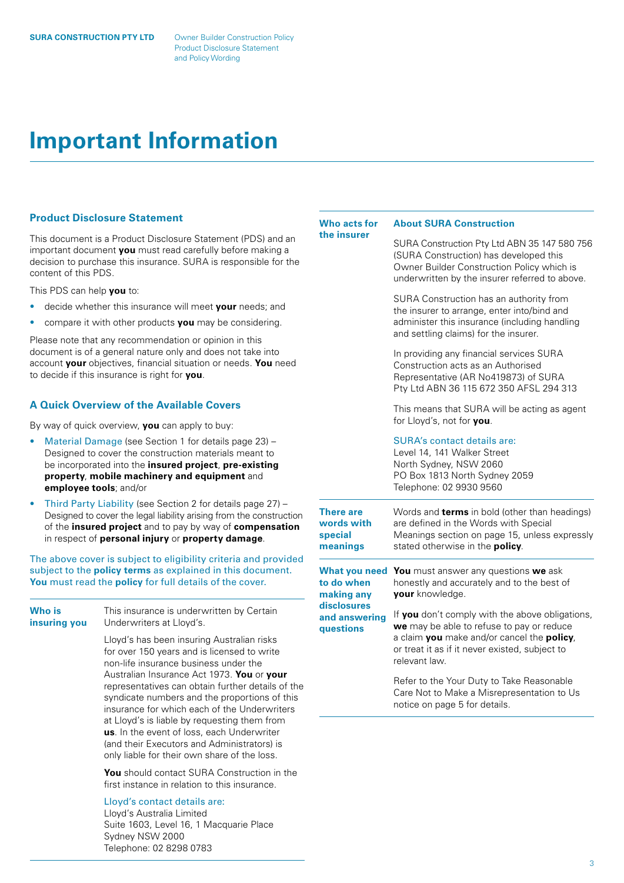# Important Information

### Product Disclosure Statement

This document is a Product Disclosure Statement (PDS) and an important document **you** must read carefully before making a decision to purchase this insurance. SURA is responsible for the content of this PDS.

This PDS can help **you** to:

- decide whether this insurance will meet **your** needs; and
- compare it with other products **you** may be considering.

Please note that any recommendation or opinion in this document is of a general nature only and does not take into account **your** objectives, financial situation or needs. **You** need to decide if this insurance is right for **you**.

### A Quick Overview of the Available Covers

By way of quick overview, **you** can apply to buy:

- Material Damage (see Section 1 for details page 23) – Designed to cover the construction materials meant to be incorporated into the **insured project**, **pre-existing property**, **mobile machinery and equipment** and **employee tools**; and/or
- Third Party Liability (see Section 2 for details page 27) – Designed to cover the legal liability arising from the construction of the **insured project** and to pay by way of **compensation** in respect of **personal injury** or **property damage**.

The above cover is subject to eligibility criteria and provided subject to the **policy terms** as explained in this document. **You** must read the **policy** for full details of the cover.

| | |
|---|---|
| **Who is insuring you** | This insurance is underwritten by Certain Underwriters at Lloyd's.<br><br>Lloyd's has been insuring Australian risks for over 150 years and is licensed to write non-life insurance business under the Australian Insurance Act 1973. **You** or **your** representatives can obtain further details of the syndicate numbers and the proportions of this insurance for which each of the Underwriters at Lloyd's is liable by requesting them from **us**. In the event of loss, each Underwriter (and their Executors and Administrators) is only liable for their own share of the loss.<br><br>**You** should contact SURA Construction in the first instance in relation to this insurance.<br><br>Lloyd's contact details are:<br>Lloyd's Australia Limited<br>Suite 1603, Level 16, 1 Macquarie Place<br>Sydney NSW 2000<br>Telephone: 02 8298 0783 |
| **Who acts for the insurer** | **About SURA Construction**<br><br>SURA Construction Pty Ltd ABN 35 147 580 756 (SURA Construction) has developed this Owner Builder Construction Policy which is underwritten by the insurer referred to above.<br><br>SURA Construction has an authority from the insurer to arrange, enter into/bind and administer this insurance (including handling and settling claims) for the insurer.<br><br>In providing any financial services SURA Construction acts as an Authorised Representative (AR No419873) of SURA Pty Ltd ABN 36 115 672 350 AFSL 294 313<br><br>This means that SURA will be acting as agent for Lloyd's, not for **you**.<br><br>SURA's contact details are:<br>Level 14, 141 Walker Street<br>North Sydney, NSW 2060<br>PO Box 1813 North Sydney 2059<br>Telephone: 02 9930 9560 |
| **There are words with special meanings** | Words and **terms** in bold (other than headings) are defined in the Words with Special Meanings section on page 15, unless expressly stated otherwise in the **policy**. |
| **What you need to do when making any disclosures and answering questions** | **You** must answer any questions **we** ask honestly and accurately and to the best of **your** knowledge.<br><br>If **you** don't comply with the above obligations, **we** may be able to refuse to pay or reduce a claim **you** make and/or cancel the **policy**, or treat it as if it never existed, subject to relevant law.<br><br>Refer to the Your Duty to Take Reasonable Care Not to Make a Misrepresentation to Us notice on page 5 for details. |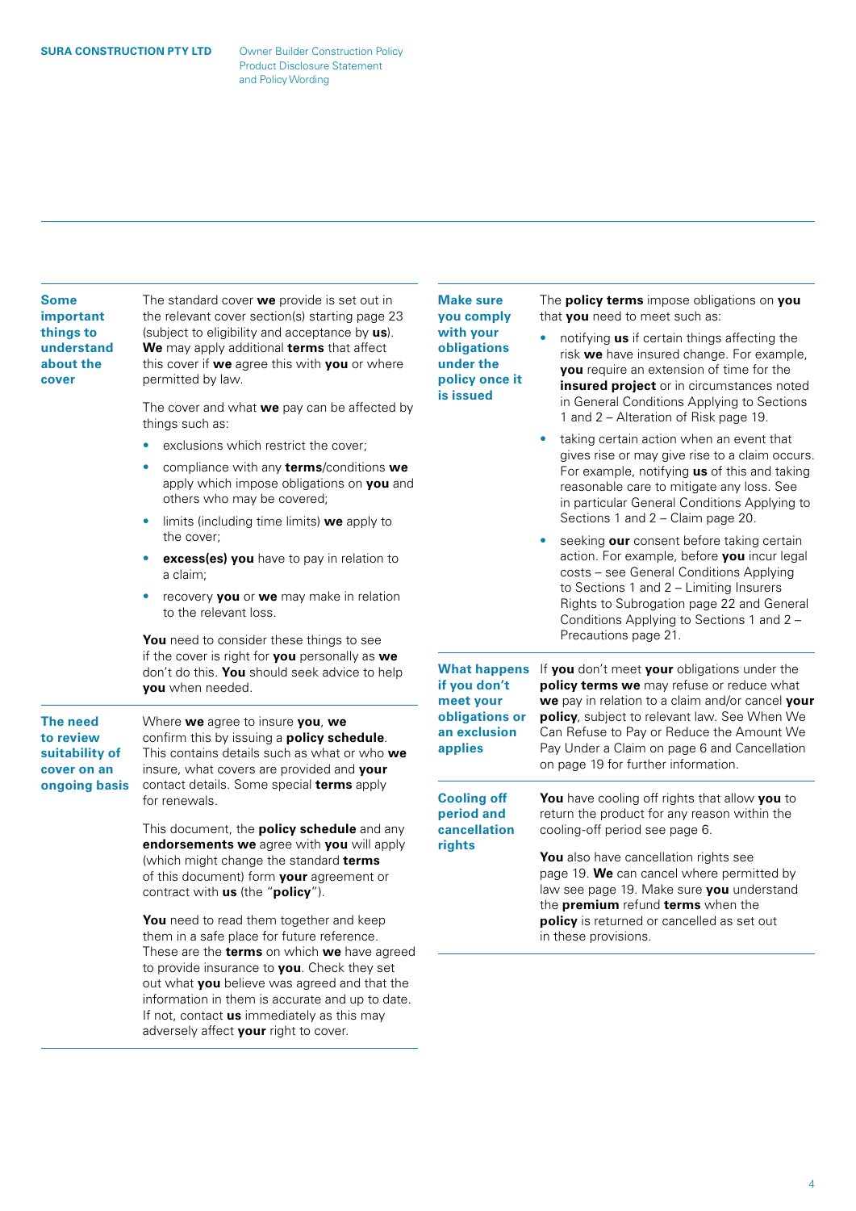### Some important things to understand about the cover

The standard cover **we** provide is set out in the relevant cover section(s) starting page 23 (subject to eligibility and acceptance by **us**). **We** may apply additional **terms** that affect this cover if **we** agree this with **you** or where permitted by law.

The cover and what **we** pay can be affected by things such as:

- exclusions which restrict the cover;
- compliance with any **terms**/conditions **we** apply which impose obligations on **you** and others who may be covered;
- limits (including time limits) **we** apply to the cover;
- **excess(es) you** have to pay in relation to a claim;
- recovery **you** or **we** may make in relation to the relevant loss.

**You** need to consider these things to see if the cover is right for **you** personally as **we** don't do this. **You** should seek advice to help **you** when needed.

### The need to review suitability of cover on an ongoing basis

Where **we** agree to insure **you**, **we** confirm this by issuing a **policy schedule**. This contains details such as what or who **we** insure, what covers are provided and **your** contact details. Some special **terms** apply for renewals.

This document, the **policy schedule** and any **endorsements we** agree with **you** will apply (which might change the standard **terms** of this document) form **your** agreement or contract with **us** (the "**policy**").

**You** need to read them together and keep them in a safe place for future reference. These are the **terms** on which **we** have agreed to provide insurance to **you**. Check they set out what **you** believe was agreed and that the information in them is accurate and up to date. If not, contact **us** immediately as this may adversely affect **your** right to cover.

### Make sure you comply with your obligations under the policy once it is issued

The **policy terms** impose obligations on **you** that **you** need to meet such as:

- notifying **us** if certain things affecting the risk **we** have insured change. For example, **you** require an extension of time for the **insured project** or in circumstances noted in General Conditions Applying to Sections 1 and 2 – Alteration of Risk page 19.
- taking certain action when an event that gives rise or may give rise to a claim occurs. For example, notifying **us** of this and taking reasonable care to mitigate any loss. See in particular General Conditions Applying to Sections 1 and 2 – Claim page 20.
- seeking **our** consent before taking certain action. For example, before **you** incur legal costs – see General Conditions Applying to Sections 1 and 2 – Limiting Insurers Rights to Subrogation page 22 and General Conditions Applying to Sections 1 and 2 – Precautions page 21.

### What happens if you don't meet your obligations or an exclusion applies

If **you** don't meet **your** obligations under the **policy terms we** may refuse or reduce what **we** pay in relation to a claim and/or cancel **your policy**, subject to relevant law. See When We Can Refuse to Pay or Reduce the Amount We Pay Under a Claim on page 6 and Cancellation on page 19 for further information.

### Cooling off period and cancellation rights

**You** have cooling off rights that allow **you** to return the product for any reason within the cooling-off period see page 6.

**You** also have cancellation rights see page 19. **We** can cancel where permitted by law see page 19. Make sure **you** understand the **premium** refund **terms** when the **policy** is returned or cancelled as set out in these provisions.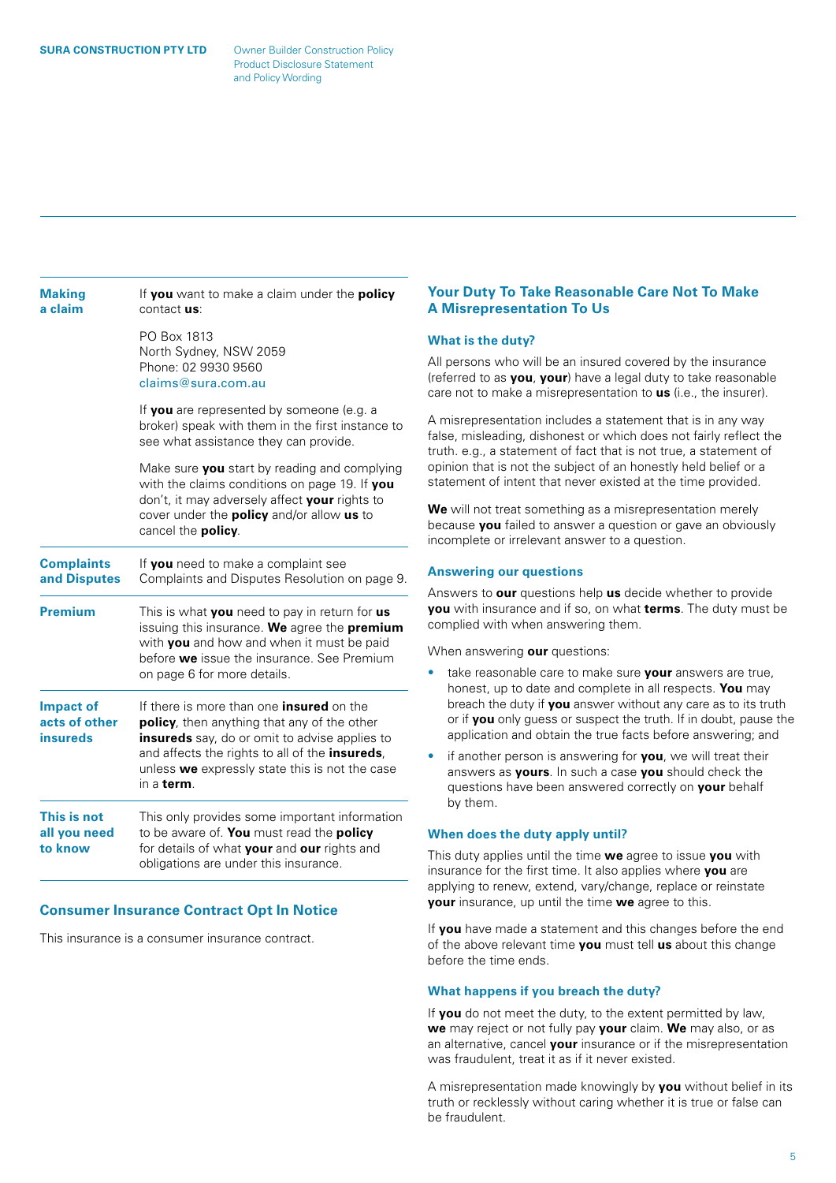| | |
|---|---|
| **Making a claim** | If **you** want to make a claim under the **policy** contact **us**:<br><br>PO Box 1813<br>North Sydney, NSW 2059<br>Phone: 02 9930 9560<br>claims@sura.com.au<br><br>If **you** are represented by someone (e.g. a broker) speak with them in the first instance to see what assistance they can provide.<br><br>Make sure **you** start by reading and complying with the claims conditions on page 19. If **you** don't, it may adversely affect **your** rights to cover under the **policy** and/or allow **us** to cancel the **policy**. |
| **Complaints and Disputes** | If **you** need to make a complaint see Complaints and Disputes Resolution on page 9. |
| **Premium** | This is what **you** need to pay in return for **us** issuing this insurance. **We** agree the **premium** with **you** and how and when it must be paid before **we** issue the insurance. See Premium on page 6 for more details. |
| **Impact of acts of other insureds** | If there is more than one **insured** on the **policy**, then anything that any of the other **insureds** say, do or omit to advise applies to and affects the rights to all of the **insureds**, unless **we** expressly state this is not the case in a **term**. |
| **This is not all you need to know** | This only provides some important information to be aware of. **You** must read the **policy** for details of what **your** and **our** rights and obligations are under this insurance. |

## Consumer Insurance Contract Opt In Notice

This insurance is a consumer insurance contract.

## Your Duty To Take Reasonable Care Not To Make A Misrepresentation To Us

### What is the duty?

All persons who will be an insured covered by the insurance (referred to as **you**, **your**) have a legal duty to take reasonable care not to make a misrepresentation to **us** (i.e., the insurer).

A misrepresentation includes a statement that is in any way false, misleading, dishonest or which does not fairly reflect the truth. e.g., a statement of fact that is not true, a statement of opinion that is not the subject of an honestly held belief or a statement of intent that never existed at the time provided.

**We** will not treat something as a misrepresentation merely because **you** failed to answer a question or gave an obviously incomplete or irrelevant answer to a question.

### Answering our questions

Answers to **our** questions help **us** decide whether to provide **you** with insurance and if so, on what **terms**. The duty must be complied with when answering them.

When answering **our** questions:

- take reasonable care to make sure **your** answers are true, honest, up to date and complete in all respects. **You** may breach the duty if **you** answer without any care as to its truth or if **you** only guess or suspect the truth. If in doubt, pause the application and obtain the true facts before answering; and
- if another person is answering for **you**, we will treat their answers as **yours**. In such a case **you** should check the questions have been answered correctly on **your** behalf by them.

### When does the duty apply until?

This duty applies until the time **we** agree to issue **you** with insurance for the first time. It also applies where **you** are applying to renew, extend, vary/change, replace or reinstate **your** insurance, up until the time **we** agree to this.

If **you** have made a statement and this changes before the end of the above relevant time **you** must tell **us** about this change before the time ends.

### What happens if you breach the duty?

If **you** do not meet the duty, to the extent permitted by law, **we** may reject or not fully pay **your** claim. **We** may also, or as an alternative, cancel **your** insurance or if the misrepresentation was fraudulent, treat it as if it never existed.

A misrepresentation made knowingly by **you** without belief in its truth or recklessly without caring whether it is true or false can be fraudulent.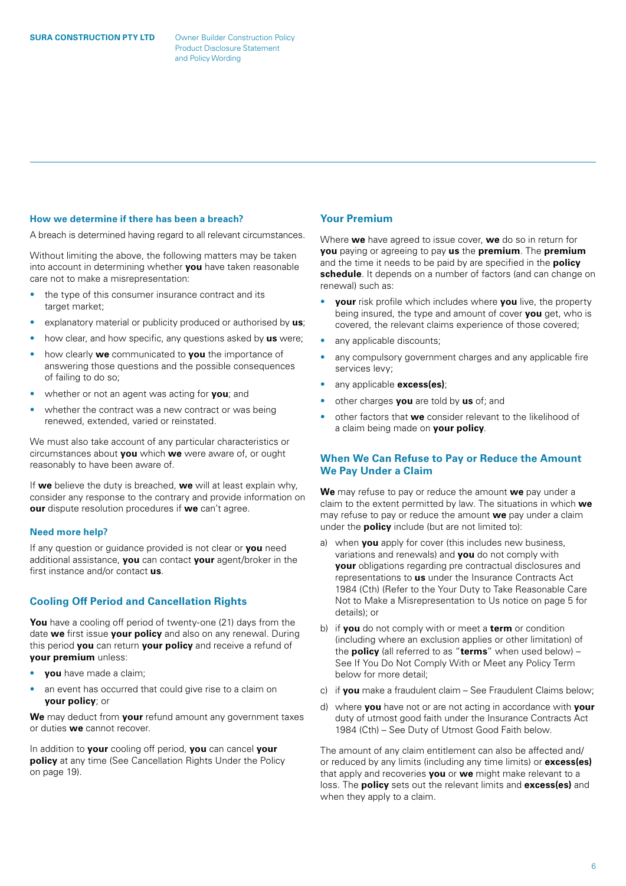### How we determine if there has been a breach?

A breach is determined having regard to all relevant circumstances.

Without limiting the above, the following matters may be taken into account in determining whether **you** have taken reasonable care not to make a misrepresentation:

- the type of this consumer insurance contract and its target market;
- explanatory material or publicity produced or authorised by **us**;
- how clear, and how specific, any questions asked by **us** were;
- how clearly **we** communicated to **you** the importance of answering those questions and the possible consequences of failing to do so;
- whether or not an agent was acting for **you**; and
- whether the contract was a new contract or was being renewed, extended, varied or reinstated.

We must also take account of any particular characteristics or circumstances about **you** which **we** were aware of, or ought reasonably to have been aware of.

If **we** believe the duty is breached, **we** will at least explain why, consider any response to the contrary and provide information on **our** dispute resolution procedures if **we** can't agree.

### Need more help?

If any question or guidance provided is not clear or **you** need additional assistance, **you** can contact **your** agent/broker in the first instance and/or contact **us**.

## Cooling Off Period and Cancellation Rights

**You** have a cooling off period of twenty-one (21) days from the date **we** first issue **your policy** and also on any renewal. During this period **you** can return **your policy** and receive a refund of **your premium** unless:

- **you** have made a claim;
- an event has occurred that could give rise to a claim on **your policy**; or

**We** may deduct from **your** refund amount any government taxes or duties **we** cannot recover.

In addition to **your** cooling off period, **you** can cancel **your policy** at any time (See Cancellation Rights Under the Policy on page 19).

## Your Premium

Where **we** have agreed to issue cover, **we** do so in return for **you** paying or agreeing to pay **us** the **premium**. The **premium** and the time it needs to be paid by are specified in the **policy schedule**. It depends on a number of factors (and can change on renewal) such as:

- **your** risk profile which includes where **you** live, the property being insured, the type and amount of cover **you** get, who is covered, the relevant claims experience of those covered;
- any applicable discounts;
- any compulsory government charges and any applicable fire services levy;
- any applicable **excess(es)**;
- other charges **you** are told by **us** of; and
- other factors that **we** consider relevant to the likelihood of a claim being made on **your policy**.

## When We Can Refuse to Pay or Reduce the Amount We Pay Under a Claim

**We** may refuse to pay or reduce the amount **we** pay under a claim to the extent permitted by law. The situations in which **we** may refuse to pay or reduce the amount **we** pay under a claim under the **policy** include (but are not limited to):

a) when **you** apply for cover (this includes new business, variations and renewals) and **you** do not comply with **your** obligations regarding pre contractual disclosures and representations to **us** under the Insurance Contracts Act 1984 (Cth) (Refer to the Your Duty to Take Reasonable Care Not to Make a Misrepresentation to Us notice on page 5 for details); or

b) if **you** do not comply with or meet a **term** or condition (including where an exclusion applies or other limitation) of the **policy** (all referred to as "**terms**" when used below) – See If You Do Not Comply With or Meet any Policy Term below for more detail;

c) if **you** make a fraudulent claim – See Fraudulent Claims below;

d) where **you** have not or are not acting in accordance with **your** duty of utmost good faith under the Insurance Contracts Act 1984 (Cth) – See Duty of Utmost Good Faith below.

The amount of any claim entitlement can also be affected and/or reduced by any limits (including any time limits) or **excess(es)** that apply and recoveries **you** or **we** might make relevant to a loss. The **policy** sets out the relevant limits and **excess(es)** and when they apply to a claim.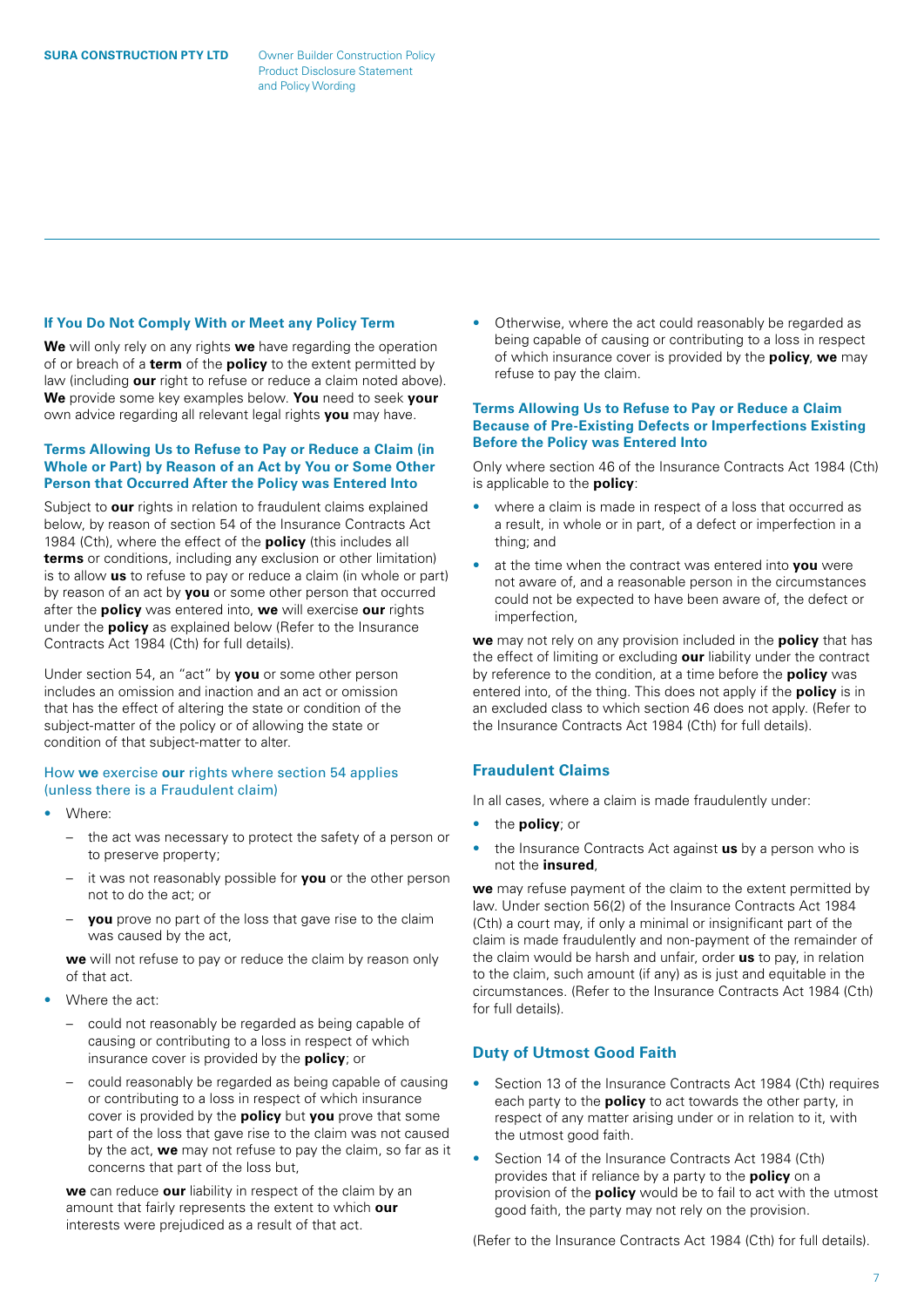### If You Do Not Comply With or Meet any Policy Term

**We** will only rely on any rights **we** have regarding the operation of or breach of a **term** of the **policy** to the extent permitted by law (including **our** right to refuse or reduce a claim noted above). **We** provide some key examples below. **You** need to seek **your** own advice regarding all relevant legal rights **you** may have.

### Terms Allowing Us to Refuse to Pay or Reduce a Claim (in Whole or Part) by Reason of an Act by You or Some Other Person that Occurred After the Policy was Entered Into

Subject to **our** rights in relation to fraudulent claims explained below, by reason of section 54 of the Insurance Contracts Act 1984 (Cth), where the effect of the **policy** (this includes all **terms** or conditions, including any exclusion or other limitation) is to allow **us** to refuse to pay or reduce a claim (in whole or part) by reason of an act by **you** or some other person that occurred after the **policy** was entered into, **we** will exercise **our** rights under the **policy** as explained below (Refer to the Insurance Contracts Act 1984 (Cth) for full details).

Under section 54, an "act" by **you** or some other person includes an omission and inaction and an act or omission that has the effect of altering the state or condition of the subject-matter of the policy or of allowing the state or condition of that subject-matter to alter.

#### How **we** exercise **our** rights where section 54 applies (unless there is a Fraudulent claim)

- Where:
  - the act was necessary to protect the safety of a person or to preserve property;
  - it was not reasonably possible for **you** or the other person not to do the act; or
  - **you** prove no part of the loss that gave rise to the claim was caused by the act,

  **we** will not refuse to pay or reduce the claim by reason only of that act.
- Where the act:
  - could not reasonably be regarded as being capable of causing or contributing to a loss in respect of which insurance cover is provided by the **policy**; or
  - could reasonably be regarded as being capable of causing or contributing to a loss in respect of which insurance cover is provided by the **policy** but **you** prove that some part of the loss that gave rise to the claim was not caused by the act, **we** may not refuse to pay the claim, so far as it concerns that part of the loss but,

  **we** can reduce **our** liability in respect of the claim by an amount that fairly represents the extent to which **our** interests were prejudiced as a result of that act.
- Otherwise, where the act could reasonably be regarded as being capable of causing or contributing to a loss in respect of which insurance cover is provided by the **policy**, **we** may refuse to pay the claim.

### Terms Allowing Us to Refuse to Pay or Reduce a Claim Because of Pre-Existing Defects or Imperfections Existing Before the Policy was Entered Into

Only where section 46 of the Insurance Contracts Act 1984 (Cth) is applicable to the **policy**:

- where a claim is made in respect of a loss that occurred as a result, in whole or in part, of a defect or imperfection in a thing; and
- at the time when the contract was entered into **you** were not aware of, and a reasonable person in the circumstances could not be expected to have been aware of, the defect or imperfection,

**we** may not rely on any provision included in the **policy** that has the effect of limiting or excluding **our** liability under the contract by reference to the condition, at a time before the **policy** was entered into, of the thing. This does not apply if the **policy** is in an excluded class to which section 46 does not apply. (Refer to the Insurance Contracts Act 1984 (Cth) for full details).

## Fraudulent Claims

In all cases, where a claim is made fraudulently under:

- the **policy**; or
- the Insurance Contracts Act against **us** by a person who is not the **insured**,

**we** may refuse payment of the claim to the extent permitted by law. Under section 56(2) of the Insurance Contracts Act 1984 (Cth) a court may, if only a minimal or insignificant part of the claim is made fraudulently and non-payment of the remainder of the claim would be harsh and unfair, order **us** to pay, in relation to the claim, such amount (if any) as is just and equitable in the circumstances. (Refer to the Insurance Contracts Act 1984 (Cth) for full details).

## Duty of Utmost Good Faith

- Section 13 of the Insurance Contracts Act 1984 (Cth) requires each party to the **policy** to act towards the other party, in respect of any matter arising under or in relation to it, with the utmost good faith.
- Section 14 of the Insurance Contracts Act 1984 (Cth) provides that if reliance by a party to the **policy** on a provision of the **policy** would be to fail to act with the utmost good faith, the party may not rely on the provision.

(Refer to the Insurance Contracts Act 1984 (Cth) for full details).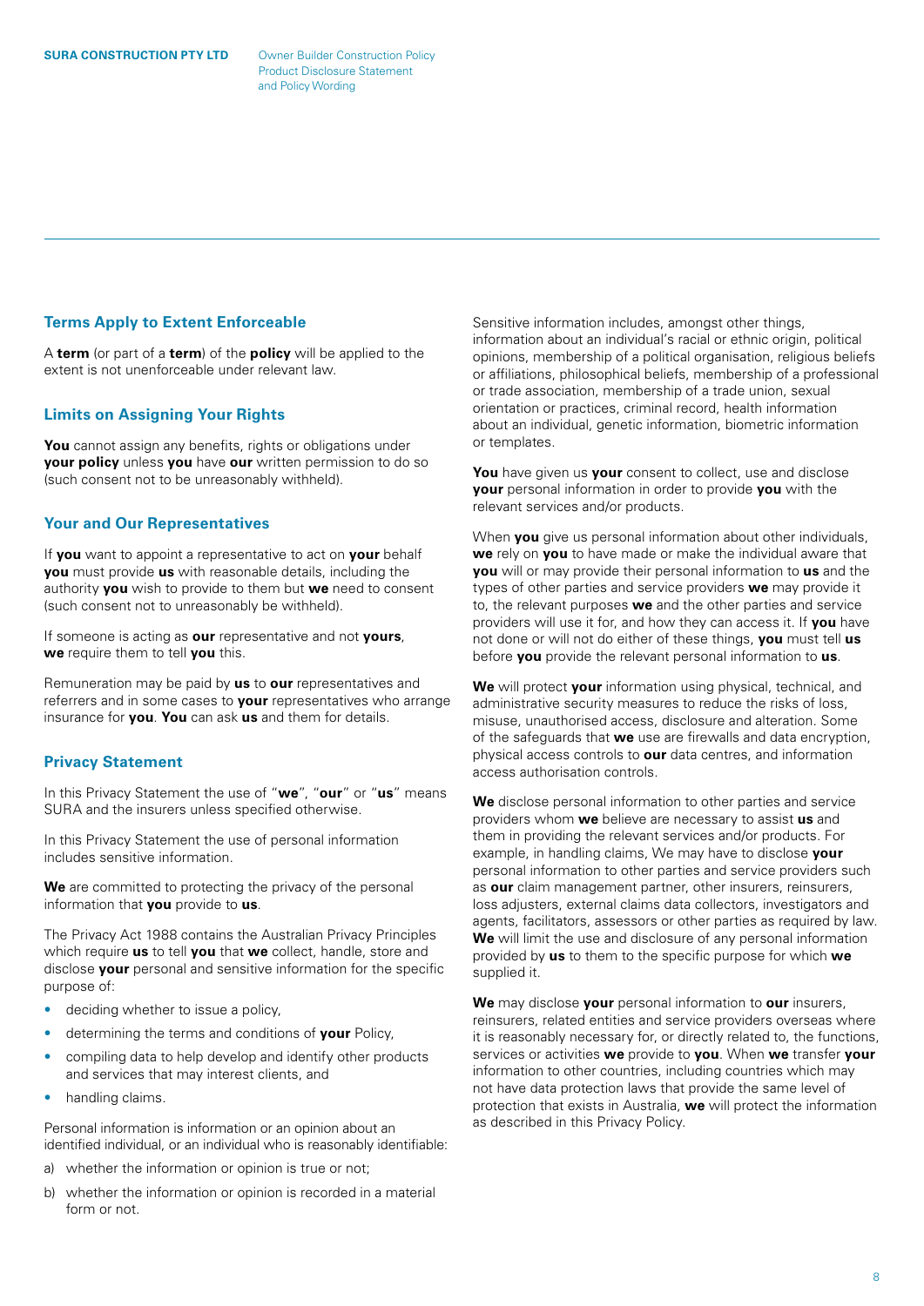## Terms Apply to Extent Enforceable

A **term** (or part of a **term**) of the **policy** will be applied to the extent is not unenforceable under relevant law.

## Limits on Assigning Your Rights

**You** cannot assign any benefits, rights or obligations under **your policy** unless **you** have **our** written permission to do so (such consent not to be unreasonably withheld).

## Your and Our Representatives

If **you** want to appoint a representative to act on **your** behalf **you** must provide **us** with reasonable details, including the authority **you** wish to provide to them but **we** need to consent (such consent not to unreasonably be withheld).

If someone is acting as **our** representative and not **yours**, **we** require them to tell **you** this.

Remuneration may be paid by **us** to **our** representatives and referrers and in some cases to **your** representatives who arrange insurance for **you**. **You** can ask **us** and them for details.

## Privacy Statement

In this Privacy Statement the use of "**we**", "**our**" or "**us**" means SURA and the insurers unless specified otherwise.

In this Privacy Statement the use of personal information includes sensitive information.

**We** are committed to protecting the privacy of the personal information that **you** provide to **us**.

The Privacy Act 1988 contains the Australian Privacy Principles which require **us** to tell **you** that **we** collect, handle, store and disclose **your** personal and sensitive information for the specific purpose of:

- deciding whether to issue a policy,
- determining the terms and conditions of **your** Policy,
- compiling data to help develop and identify other products and services that may interest clients, and
- handling claims.

Personal information is information or an opinion about an identified individual, or an individual who is reasonably identifiable:

a) whether the information or opinion is true or not;

b) whether the information or opinion is recorded in a material form or not.

Sensitive information includes, amongst other things, information about an individual's racial or ethnic origin, political opinions, membership of a political organisation, religious beliefs or affiliations, philosophical beliefs, membership of a professional or trade association, membership of a trade union, sexual orientation or practices, criminal record, health information about an individual, genetic information, biometric information or templates.

**You** have given us **your** consent to collect, use and disclose **your** personal information in order to provide **you** with the relevant services and/or products.

When **you** give us personal information about other individuals, **we** rely on **you** to have made or make the individual aware that **you** will or may provide their personal information to **us** and the types of other parties and service providers **we** may provide it to, the relevant purposes **we** and the other parties and service providers will use it for, and how they can access it. If **you** have not done or will not do either of these things, **you** must tell **us** before **you** provide the relevant personal information to **us**.

**We** will protect **your** information using physical, technical, and administrative security measures to reduce the risks of loss, misuse, unauthorised access, disclosure and alteration. Some of the safeguards that **we** use are firewalls and data encryption, physical access controls to **our** data centres, and information access authorisation controls.

**We** disclose personal information to other parties and service providers whom **we** believe are necessary to assist **us** and them in providing the relevant services and/or products. For example, in handling claims, We may have to disclose **your** personal information to other parties and service providers such as **our** claim management partner, other insurers, reinsurers, loss adjusters, external claims data collectors, investigators and agents, facilitators, assessors or other parties as required by law. **We** will limit the use and disclosure of any personal information provided by **us** to them to the specific purpose for which **we** supplied it.

**We** may disclose **your** personal information to **our** insurers, reinsurers, related entities and service providers overseas where it is reasonably necessary for, or directly related to, the functions, services or activities **we** provide to **you**. When **we** transfer **your** information to other countries, including countries which may not have data protection laws that provide the same level of protection that exists in Australia, **we** will protect the information as described in this Privacy Policy.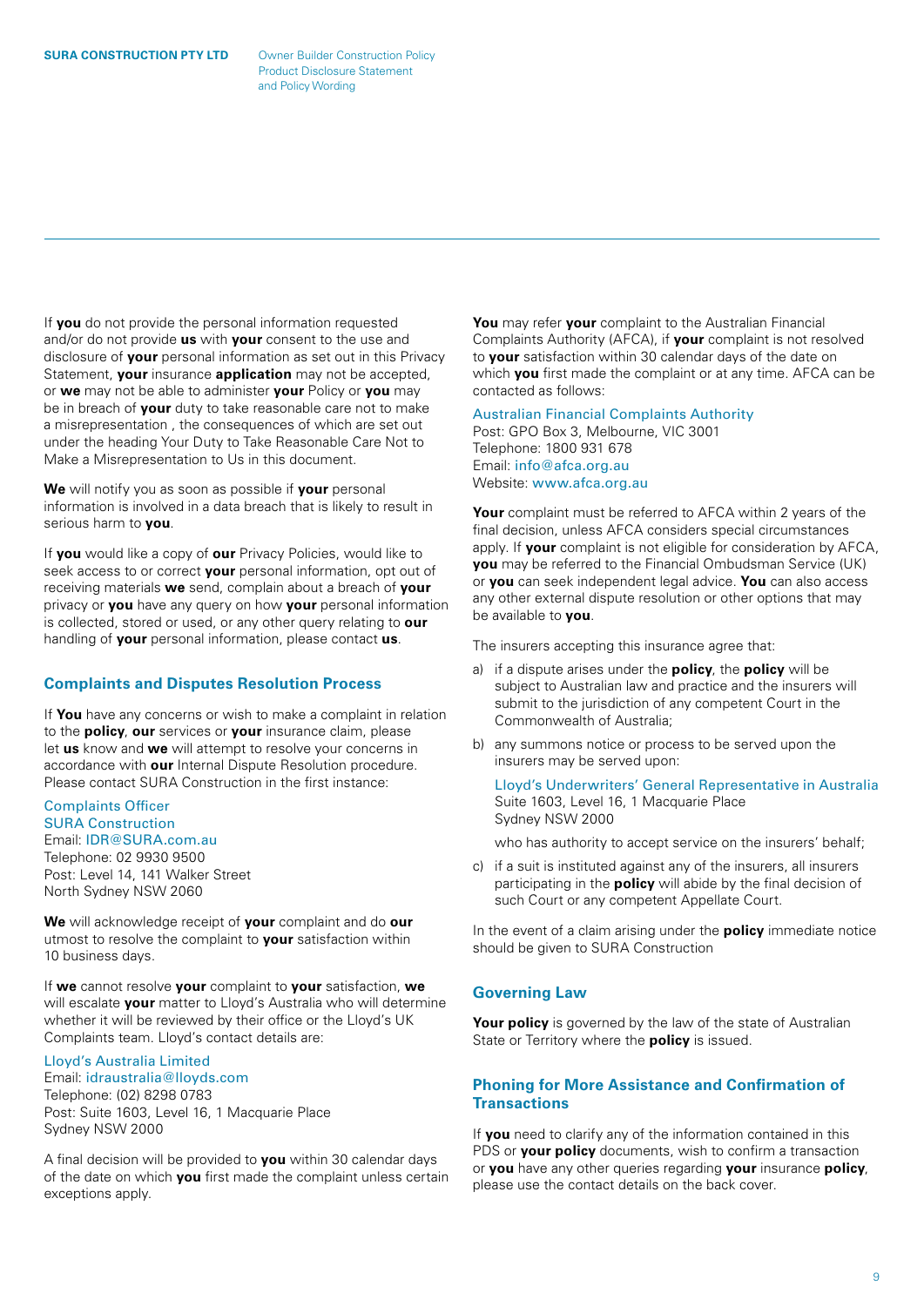If **you** do not provide the personal information requested and/or do not provide **us** with **your** consent to the use and disclosure of **your** personal information as set out in this Privacy Statement, **your** insurance **application** may not be accepted, or **we** may not be able to administer **your** Policy or **you** may be in breach of **your** duty to take reasonable care not to make a misrepresentation , the consequences of which are set out under the heading Your Duty to Take Reasonable Care Not to Make a Misrepresentation to Us in this document.

**We** will notify you as soon as possible if **your** personal information is involved in a data breach that is likely to result in serious harm to **you**.

If **you** would like a copy of **our** Privacy Policies, would like to seek access to or correct **your** personal information, opt out of receiving materials **we** send, complain about a breach of **your** privacy or **you** have any query on how **your** personal information is collected, stored or used, or any other query relating to **our** handling of **your** personal information, please contact **us**.

## Complaints and Disputes Resolution Process

If **You** have any concerns or wish to make a complaint in relation to the **policy**, **our** services or **your** insurance claim, please let **us** know and **we** will attempt to resolve your concerns in accordance with **our** Internal Dispute Resolution procedure. Please contact SURA Construction in the first instance:

Complaints Officer
SURA Construction
Email: IDR@SURA.com.au
Telephone: 02 9930 9500
Post: Level 14, 141 Walker Street
North Sydney NSW 2060

**We** will acknowledge receipt of **your** complaint and do **our** utmost to resolve the complaint to **your** satisfaction within 10 business days.

If **we** cannot resolve **your** complaint to **your** satisfaction, **we** will escalate **your** matter to Lloyd's Australia who will determine whether it will be reviewed by their office or the Lloyd's UK Complaints team. Lloyd's contact details are:

Lloyd's Australia Limited
Email: idraustralia@lloyds.com
Telephone: (02) 8298 0783
Post: Suite 1603, Level 16, 1 Macquarie Place
Sydney NSW 2000

A final decision will be provided to **you** within 30 calendar days of the date on which **you** first made the complaint unless certain exceptions apply.

**You** may refer **your** complaint to the Australian Financial Complaints Authority (AFCA), if **your** complaint is not resolved to **your** satisfaction within 30 calendar days of the date on which **you** first made the complaint or at any time. AFCA can be contacted as follows:

Australian Financial Complaints Authority
Post: GPO Box 3, Melbourne, VIC 3001
Telephone: 1800 931 678
Email: info@afca.org.au
Website: www.afca.org.au

**Your** complaint must be referred to AFCA within 2 years of the final decision, unless AFCA considers special circumstances apply. If **your** complaint is not eligible for consideration by AFCA, **you** may be referred to the Financial Ombudsman Service (UK) or **you** can seek independent legal advice. **You** can also access any other external dispute resolution or other options that may be available to **you**.

The insurers accepting this insurance agree that:

a) if a dispute arises under the **policy**, the **policy** will be subject to Australian law and practice and the insurers will submit to the jurisdiction of any competent Court in the Commonwealth of Australia;

b) any summons notice or process to be served upon the insurers may be served upon:

   Lloyd's Underwriters' General Representative in Australia
   Suite 1603, Level 16, 1 Macquarie Place
   Sydney NSW 2000

   who has authority to accept service on the insurers' behalf;

c) if a suit is instituted against any of the insurers, all insurers participating in the **policy** will abide by the final decision of such Court or any competent Appellate Court.

In the event of a claim arising under the **policy** immediate notice should be given to SURA Construction

## Governing Law

**Your policy** is governed by the law of the state of Australian State or Territory where the **policy** is issued.

## Phoning for More Assistance and Confirmation of Transactions

If **you** need to clarify any of the information contained in this PDS or **your policy** documents, wish to confirm a transaction or **you** have any other queries regarding **your** insurance **policy**, please use the contact details on the back cover.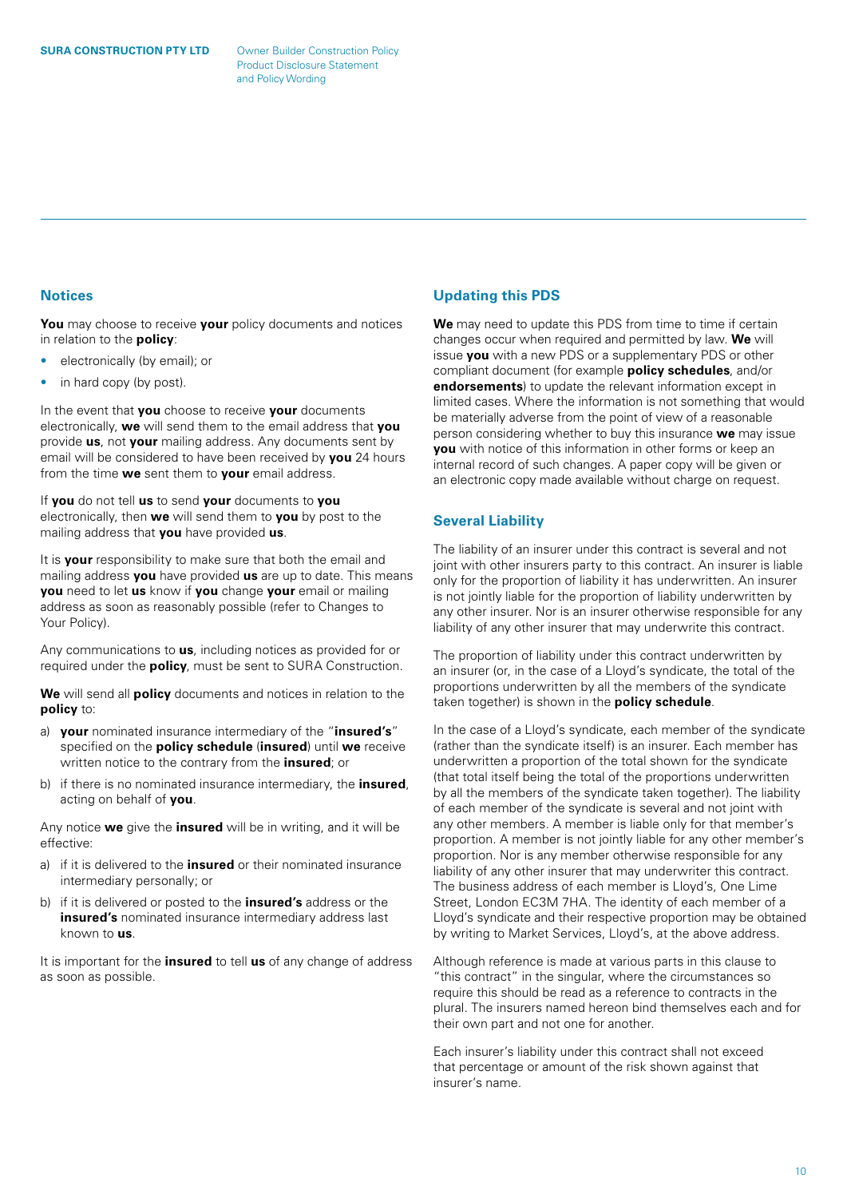## Notices

**You** may choose to receive **your** policy documents and notices in relation to the **policy**:

- electronically (by email); or
- in hard copy (by post).

In the event that **you** choose to receive **your** documents electronically, **we** will send them to the email address that **you** provide **us**, not **your** mailing address. Any documents sent by email will be considered to have been received by **you** 24 hours from the time **we** sent them to **your** email address.

If **you** do not tell **us** to send **your** documents to **you** electronically, then **we** will send them to **you** by post to the mailing address that **you** have provided **us**.

It is **your** responsibility to make sure that both the email and mailing address **you** have provided **us** are up to date. This means **you** need to let **us** know if **you** change **your** email or mailing address as soon as reasonably possible (refer to Changes to Your Policy).

Any communications to **us**, including notices as provided for or required under the **policy**, must be sent to SURA Construction.

**We** will send all **policy** documents and notices in relation to the **policy** to:

a) **your** nominated insurance intermediary of the "**insured's**" specified on the **policy schedule** (**insured**) until **we** receive written notice to the contrary from the **insured**; or

b) if there is no nominated insurance intermediary, the **insured**, acting on behalf of **you**.

Any notice **we** give the **insured** will be in writing, and it will be effective:

a) if it is delivered to the **insured** or their nominated insurance intermediary personally; or

b) if it is delivered or posted to the **insured's** address or the **insured's** nominated insurance intermediary address last known to **us**.

It is important for the **insured** to tell **us** of any change of address as soon as possible.

## Updating this PDS

**We** may need to update this PDS from time to time if certain changes occur when required and permitted by law. **We** will issue **you** with a new PDS or a supplementary PDS or other compliant document (for example **policy schedules**, and/or **endorsements**) to update the relevant information except in limited cases. Where the information is not something that would be materially adverse from the point of view of a reasonable person considering whether to buy this insurance **we** may issue **you** with notice of this information in other forms or keep an internal record of such changes. A paper copy will be given or an electronic copy made available without charge on request.

## Several Liability

The liability of an insurer under this contract is several and not joint with other insurers party to this contract. An insurer is liable only for the proportion of liability it has underwritten. An insurer is not jointly liable for the proportion of liability underwritten by any other insurer. Nor is an insurer otherwise responsible for any liability of any other insurer that may underwrite this contract.

The proportion of liability under this contract underwritten by an insurer (or, in the case of a Lloyd's syndicate, the total of the proportions underwritten by all the members of the syndicate taken together) is shown in the **policy schedule**.

In the case of a Lloyd's syndicate, each member of the syndicate (rather than the syndicate itself) is an insurer. Each member has underwritten a proportion of the total shown for the syndicate (that total itself being the total of the proportions underwritten by all the members of the syndicate taken together). The liability of each member of the syndicate is several and not joint with any other members. A member is liable only for that member's proportion. A member is not jointly liable for any other member's proportion. Nor is any member otherwise responsible for any liability of any other insurer that may underwriter this contract. The business address of each member is Lloyd's, One Lime Street, London EC3M 7HA. The identity of each member of a Lloyd's syndicate and their respective proportion may be obtained by writing to Market Services, Lloyd's, at the above address.

Although reference is made at various parts in this clause to "this contract" in the singular, where the circumstances so require this should be read as a reference to contracts in the plural. The insurers named hereon bind themselves each and for their own part and not one for another.

Each insurer's liability under this contract shall not exceed that percentage or amount of the risk shown against that insurer's name.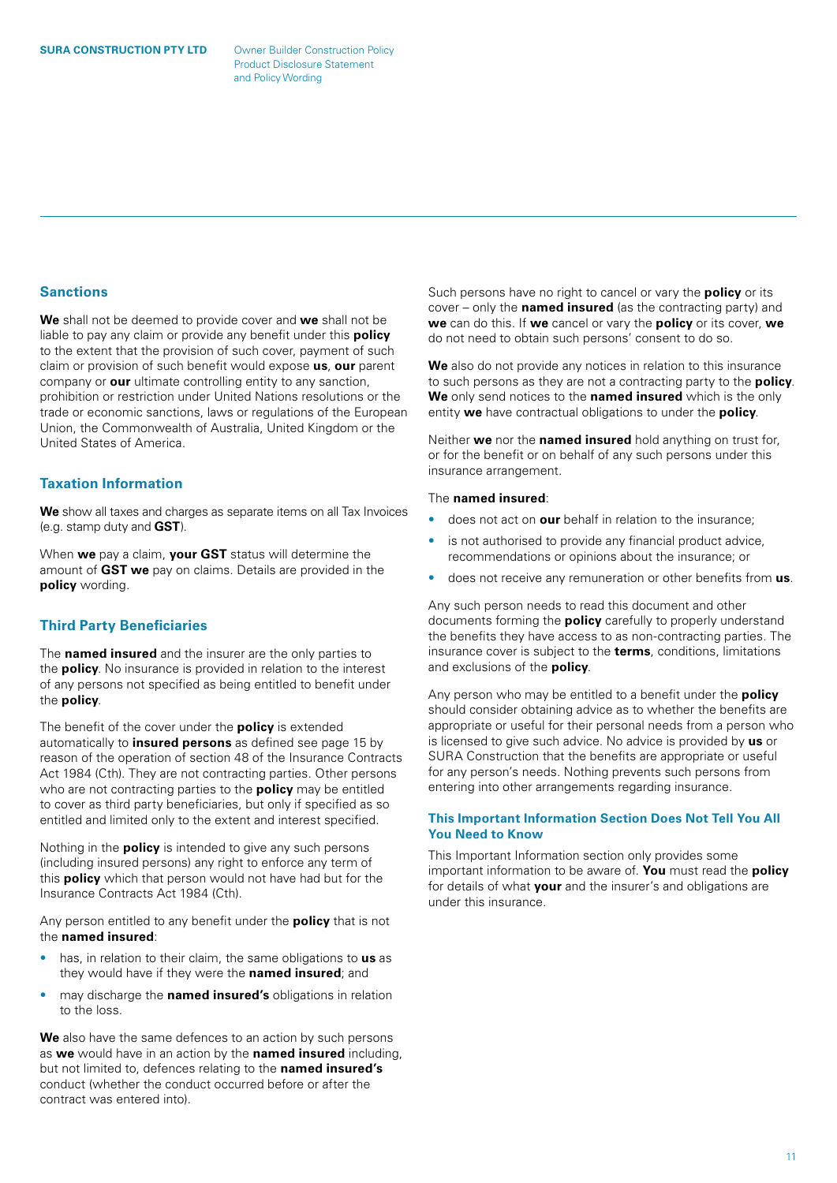## Sanctions

**We** shall not be deemed to provide cover and **we** shall not be liable to pay any claim or provide any benefit under this **policy** to the extent that the provision of such cover, payment of such claim or provision of such benefit would expose **us**, **our** parent company or **our** ultimate controlling entity to any sanction, prohibition or restriction under United Nations resolutions or the trade or economic sanctions, laws or regulations of the European Union, the Commonwealth of Australia, United Kingdom or the United States of America.

## Taxation Information

**We** show all taxes and charges as separate items on all Tax Invoices (e.g. stamp duty and **GST**).

When **we** pay a claim, **your GST** status will determine the amount of **GST we** pay on claims. Details are provided in the **policy** wording.

## Third Party Beneficiaries

The **named insured** and the insurer are the only parties to the **policy**. No insurance is provided in relation to the interest of any persons not specified as being entitled to benefit under the **policy**.

The benefit of the cover under the **policy** is extended automatically to **insured persons** as defined see page 15 by reason of the operation of section 48 of the Insurance Contracts Act 1984 (Cth). They are not contracting parties. Other persons who are not contracting parties to the **policy** may be entitled to cover as third party beneficiaries, but only if specified as so entitled and limited only to the extent and interest specified.

Nothing in the **policy** is intended to give any such persons (including insured persons) any right to enforce any term of this **policy** which that person would not have had but for the Insurance Contracts Act 1984 (Cth).

Any person entitled to any benefit under the **policy** that is not the **named insured**:

- has, in relation to their claim, the same obligations to **us** as they would have if they were the **named insured**; and
- may discharge the **named insured's** obligations in relation to the loss.

**We** also have the same defences to an action by such persons as **we** would have in an action by the **named insured** including, but not limited to, defences relating to the **named insured's** conduct (whether the conduct occurred before or after the contract was entered into).

Such persons have no right to cancel or vary the **policy** or its cover – only the **named insured** (as the contracting party) and **we** can do this. If **we** cancel or vary the **policy** or its cover, **we** do not need to obtain such persons' consent to do so.

**We** also do not provide any notices in relation to this insurance to such persons as they are not a contracting party to the **policy**. **We** only send notices to the **named insured** which is the only entity **we** have contractual obligations to under the **policy**.

Neither **we** nor the **named insured** hold anything on trust for, or for the benefit or on behalf of any such persons under this insurance arrangement.

The **named insured**:

- does not act on **our** behalf in relation to the insurance;
- is not authorised to provide any financial product advice, recommendations or opinions about the insurance; or
- does not receive any remuneration or other benefits from **us**.

Any such person needs to read this document and other documents forming the **policy** carefully to properly understand the benefits they have access to as non-contracting parties. The insurance cover is subject to the **terms**, conditions, limitations and exclusions of the **policy**.

Any person who may be entitled to a benefit under the **policy** should consider obtaining advice as to whether the benefits are appropriate or useful for their personal needs from a person who is licensed to give such advice. No advice is provided by **us** or SURA Construction that the benefits are appropriate or useful for any person's needs. Nothing prevents such persons from entering into other arrangements regarding insurance.

### This Important Information Section Does Not Tell You All You Need to Know

This Important Information section only provides some important information to be aware of. **You** must read the **policy** for details of what **your** and the insurer's and obligations are under this insurance.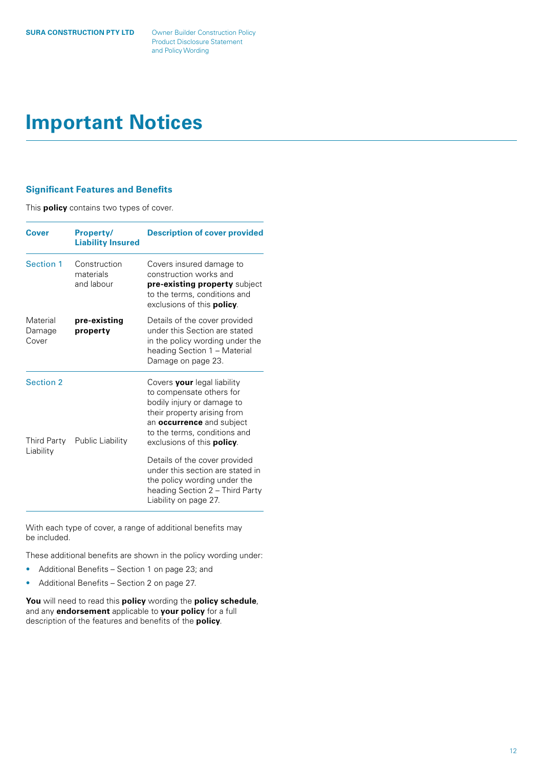# Important Notices

### Significant Features and Benefits

This **policy** contains two types of cover.

| Cover | Property/ Liability Insured | Description of cover provided |
|---|---|---|
| Section 1 Material Damage Cover | Construction materials and labour **pre-existing property** | Covers insured damage to construction works and **pre-existing property** subject to the terms, conditions and exclusions of this **policy**. Details of the cover provided under this Section are stated in the policy wording under the heading Section 1 – Material Damage on page 23. |
| Section 2 Third Party Liability | Public Liability | Covers **your** legal liability to compensate others for bodily injury or damage to their property arising from an **occurrence** and subject to the terms, conditions and exclusions of this **policy**. Details of the cover provided under this section are stated in the policy wording under the heading Section 2 – Third Party Liability on page 27. |

With each type of cover, a range of additional benefits may be included.

These additional benefits are shown in the policy wording under:

- Additional Benefits – Section 1 on page 23; and
- Additional Benefits – Section 2 on page 27.

**You** will need to read this **policy** wording the **policy schedule**, and any **endorsement** applicable to **your policy** for a full description of the features and benefits of the **policy**.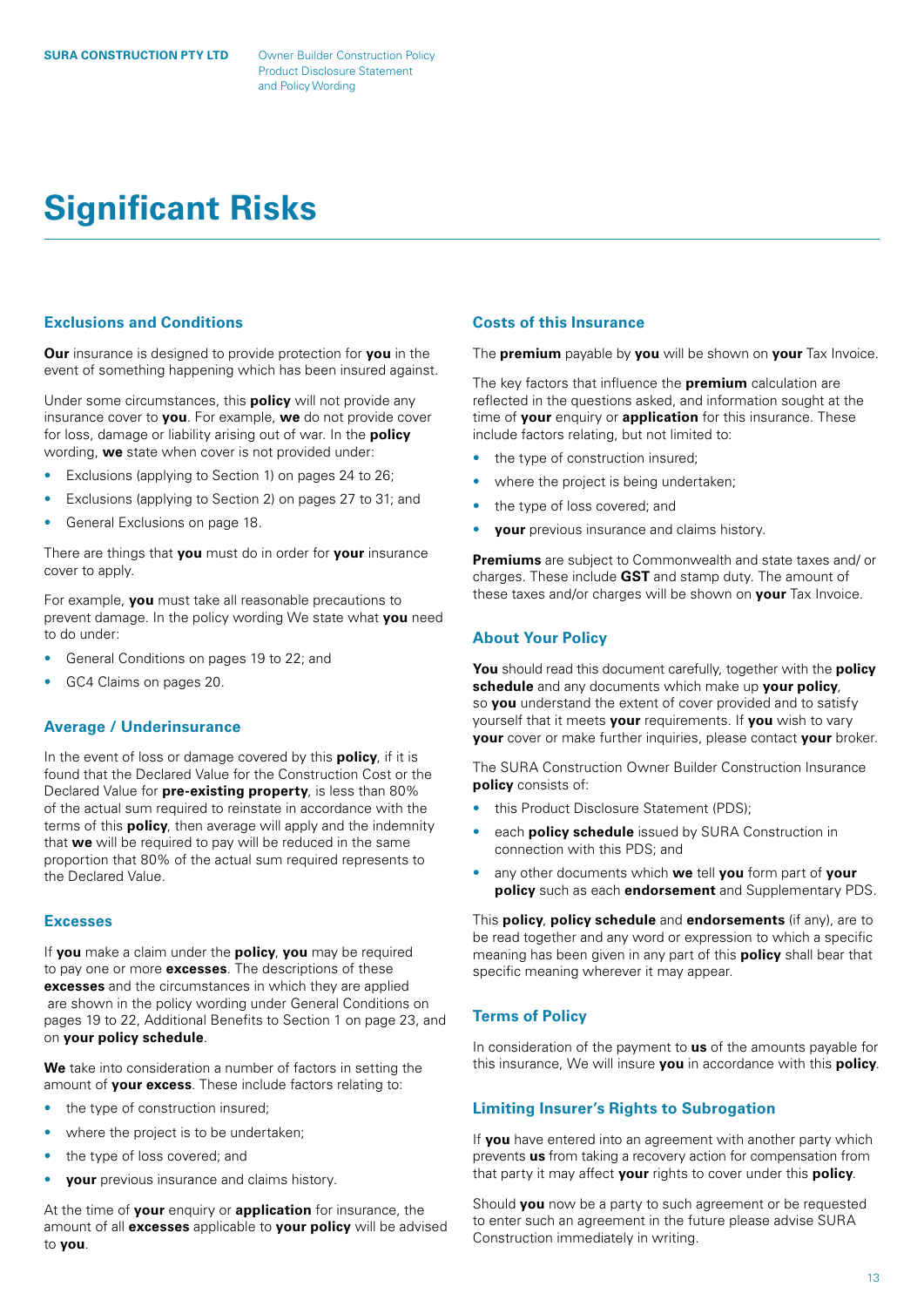# Significant Risks

## Exclusions and Conditions

**Our** insurance is designed to provide protection for **you** in the event of something happening which has been insured against.

Under some circumstances, this **policy** will not provide any insurance cover to **you**. For example, **we** do not provide cover for loss, damage or liability arising out of war. In the **policy** wording, **we** state when cover is not provided under:

- Exclusions (applying to Section 1) on pages 24 to 26;
- Exclusions (applying to Section 2) on pages 27 to 31; and
- General Exclusions on page 18.

There are things that **you** must do in order for **your** insurance cover to apply.

For example, **you** must take all reasonable precautions to prevent damage. In the policy wording We state what **you** need to do under:

- General Conditions on pages 19 to 22; and
- GC4 Claims on pages 20.

## Average / Underinsurance

In the event of loss or damage covered by this **policy**, if it is found that the Declared Value for the Construction Cost or the Declared Value for **pre-existing property**, is less than 80% of the actual sum required to reinstate in accordance with the terms of this **policy**, then average will apply and the indemnity that **we** will be required to pay will be reduced in the same proportion that 80% of the actual sum required represents to the Declared Value.

## Excesses

If **you** make a claim under the **policy**, **you** may be required to pay one or more **excesses**. The descriptions of these **excesses** and the circumstances in which they are applied are shown in the policy wording under General Conditions on pages 19 to 22, Additional Benefits to Section 1 on page 23, and on **your policy schedule**.

**We** take into consideration a number of factors in setting the amount of **your excess**. These include factors relating to:

- the type of construction insured;
- where the project is to be undertaken;
- the type of loss covered; and
- **your** previous insurance and claims history.

At the time of **your** enquiry or **application** for insurance, the amount of all **excesses** applicable to **your policy** will be advised to **you**.

## Costs of this Insurance

The **premium** payable by **you** will be shown on **your** Tax Invoice.

The key factors that influence the **premium** calculation are reflected in the questions asked, and information sought at the time of **your** enquiry or **application** for this insurance. These include factors relating, but not limited to:

- the type of construction insured;
- where the project is being undertaken;
- the type of loss covered; and
- **your** previous insurance and claims history.

**Premiums** are subject to Commonwealth and state taxes and/ or charges. These include **GST** and stamp duty. The amount of these taxes and/or charges will be shown on **your** Tax Invoice.

## About Your Policy

**You** should read this document carefully, together with the **policy schedule** and any documents which make up **your policy**, so **you** understand the extent of cover provided and to satisfy yourself that it meets **your** requirements. If **you** wish to vary **your** cover or make further inquiries, please contact **your** broker.

The SURA Construction Owner Builder Construction Insurance **policy** consists of:

- this Product Disclosure Statement (PDS);
- each **policy schedule** issued by SURA Construction in connection with this PDS; and
- any other documents which **we** tell **you** form part of **your policy** such as each **endorsement** and Supplementary PDS.

This **policy**, **policy schedule** and **endorsements** (if any), are to be read together and any word or expression to which a specific meaning has been given in any part of this **policy** shall bear that specific meaning wherever it may appear.

## Terms of Policy

In consideration of the payment to **us** of the amounts payable for this insurance, We will insure **you** in accordance with this **policy**.

## Limiting Insurer's Rights to Subrogation

If **you** have entered into an agreement with another party which prevents **us** from taking a recovery action for compensation from that party it may affect **your** rights to cover under this **policy**.

Should **you** now be a party to such agreement or be requested to enter such an agreement in the future please advise SURA Construction immediately in writing.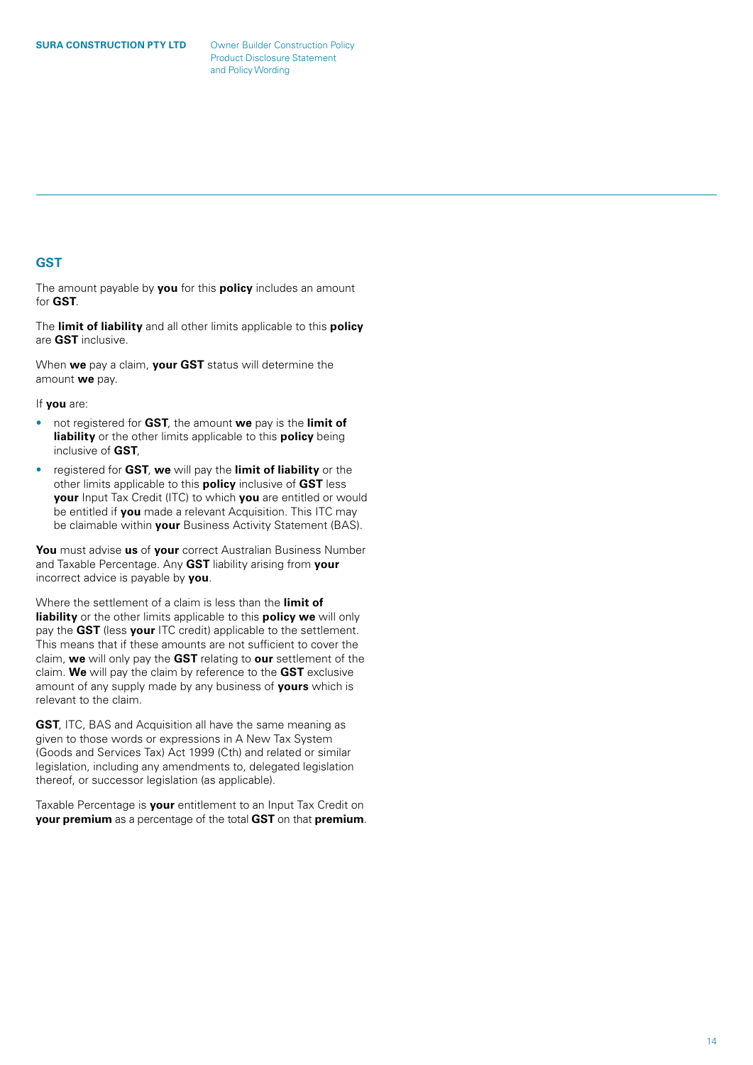## GST

The amount payable by **you** for this **policy** includes an amount for **GST**.

The **limit of liability** and all other limits applicable to this **policy** are **GST** inclusive.

When **we** pay a claim, **your GST** status will determine the amount **we** pay.

If **you** are:

- not registered for **GST**, the amount **we** pay is the **limit of liability** or the other limits applicable to this **policy** being inclusive of **GST**,
- registered for **GST**, **we** will pay the **limit of liability** or the other limits applicable to this **policy** inclusive of **GST** less **your** Input Tax Credit (ITC) to which **you** are entitled or would be entitled if **you** made a relevant Acquisition. This ITC may be claimable within **your** Business Activity Statement (BAS).

**You** must advise **us** of **your** correct Australian Business Number and Taxable Percentage. Any **GST** liability arising from **your** incorrect advice is payable by **you**.

Where the settlement of a claim is less than the **limit of liability** or the other limits applicable to this **policy we** will only pay the **GST** (less **your** ITC credit) applicable to the settlement. This means that if these amounts are not sufficient to cover the claim, **we** will only pay the **GST** relating to **our** settlement of the claim. **We** will pay the claim by reference to the **GST** exclusive amount of any supply made by any business of **yours** which is relevant to the claim.

**GST**, ITC, BAS and Acquisition all have the same meaning as given to those words or expressions in A New Tax System (Goods and Services Tax) Act 1999 (Cth) and related or similar legislation, including any amendments to, delegated legislation thereof, or successor legislation (as applicable).

Taxable Percentage is **your** entitlement to an Input Tax Credit on **your premium** as a percentage of the total **GST** on that **premium**.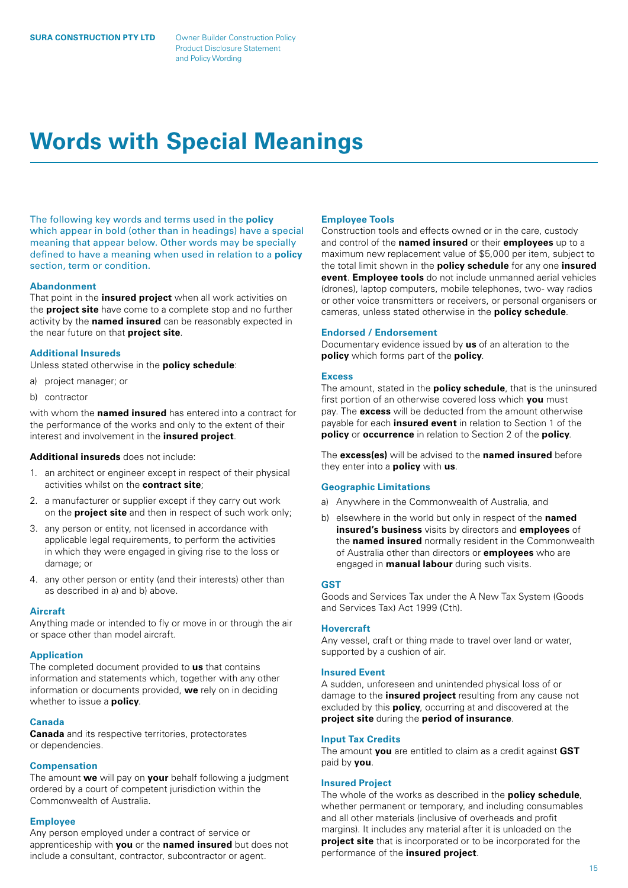# Words with Special Meanings

The following key words and terms used in the **policy** which appear in bold (other than in headings) have a special meaning that appear below. Other words may be specially defined to have a meaning when used in relation to a **policy** section, term or condition.

### Abandonment

That point in the **insured project** when all work activities on the **project site** have come to a complete stop and no further activity by the **named insured** can be reasonably expected in the near future on that **project site**.

### Additional Insureds

Unless stated otherwise in the **policy schedule**:

a) project manager; or

b) contractor

with whom the **named insured** has entered into a contract for the performance of the works and only to the extent of their interest and involvement in the **insured project**.

**Additional insureds** does not include:

1. an architect or engineer except in respect of their physical activities whilst on the **contract site**;
2. a manufacturer or supplier except if they carry out work on the **project site** and then in respect of such work only;
3. any person or entity, not licensed in accordance with applicable legal requirements, to perform the activities in which they were engaged in giving rise to the loss or damage; or
4. any other person or entity (and their interests) other than as described in a) and b) above.

### Aircraft

Anything made or intended to fly or move in or through the air or space other than model aircraft.

### Application

The completed document provided to **us** that contains information and statements which, together with any other information or documents provided, **we** rely on in deciding whether to issue a **policy**.

### Canada

**Canada** and its respective territories, protectorates or dependencies.

### Compensation

The amount **we** will pay on **your** behalf following a judgment ordered by a court of competent jurisdiction within the Commonwealth of Australia.

### Employee

Any person employed under a contract of service or apprenticeship with **you** or the **named insured** but does not include a consultant, contractor, subcontractor or agent.

### Employee Tools

Construction tools and effects owned or in the care, custody and control of the **named insured** or their **employees** up to a maximum new replacement value of $5,000 per item, subject to the total limit shown in the **policy schedule** for any one **insured event**. **Employee tools** do not include unmanned aerial vehicles (drones), laptop computers, mobile telephones, two- way radios or other voice transmitters or receivers, or personal organisers or cameras, unless stated otherwise in the **policy schedule**.

### Endorsed / Endorsement

Documentary evidence issued by **us** of an alteration to the **policy** which forms part of the **policy**.

### Excess

The amount, stated in the **policy schedule**, that is the uninsured first portion of an otherwise covered loss which **you** must pay. The **excess** will be deducted from the amount otherwise payable for each **insured event** in relation to Section 1 of the **policy** or **occurrence** in relation to Section 2 of the **policy**.

The **excess(es)** will be advised to the **named insured** before they enter into a **policy** with **us**.

### Geographic Limitations

a) Anywhere in the Commonwealth of Australia, and

b) elsewhere in the world but only in respect of the **named insured's business** visits by directors and **employees** of the **named insured** normally resident in the Commonwealth of Australia other than directors or **employees** who are engaged in **manual labour** during such visits.

### GST

Goods and Services Tax under the A New Tax System (Goods and Services Tax) Act 1999 (Cth).

### Hovercraft

Any vessel, craft or thing made to travel over land or water, supported by a cushion of air.

### Insured Event

A sudden, unforeseen and unintended physical loss of or damage to the **insured project** resulting from any cause not excluded by this **policy**, occurring at and discovered at the **project site** during the **period of insurance**.

### Input Tax Credits

The amount **you** are entitled to claim as a credit against **GST** paid by **you**.

### Insured Project

The whole of the works as described in the **policy schedule**, whether permanent or temporary, and including consumables and all other materials (inclusive of overheads and profit margins). It includes any material after it is unloaded on the **project site** that is incorporated or to be incorporated for the performance of the **insured project**.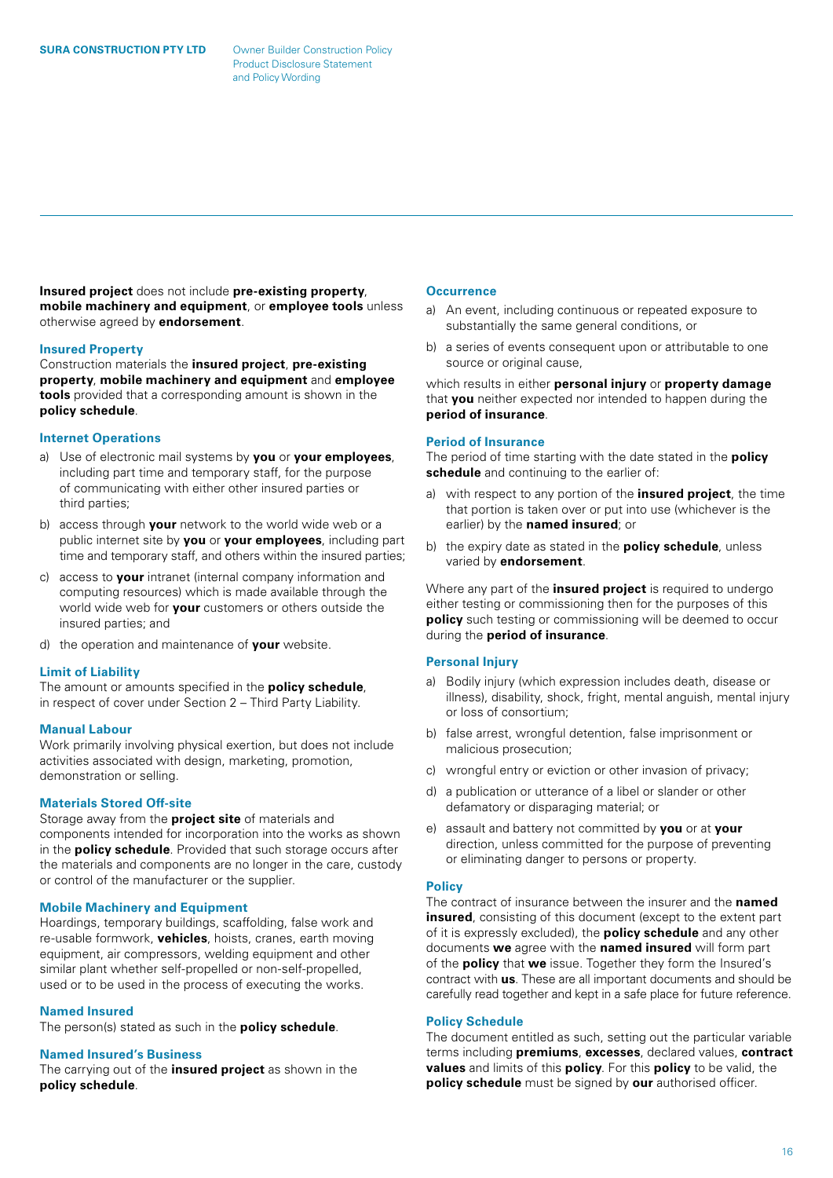**Insured project** does not include **pre-existing property**, **mobile machinery and equipment**, or **employee tools** unless otherwise agreed by **endorsement**.

### Insured Property

Construction materials the **insured project**, **pre-existing property**, **mobile machinery and equipment** and **employee tools** provided that a corresponding amount is shown in the **policy schedule**.

### Internet Operations

a) Use of electronic mail systems by **you** or **your employees**, including part time and temporary staff, for the purpose of communicating with either other insured parties or third parties;

b) access through **your** network to the world wide web or a public internet site by **you** or **your employees**, including part time and temporary staff, and others within the insured parties;

c) access to **your** intranet (internal company information and computing resources) which is made available through the world wide web for **your** customers or others outside the insured parties; and

d) the operation and maintenance of **your** website.

### Limit of Liability

The amount or amounts specified in the **policy schedule**, in respect of cover under Section 2 – Third Party Liability.

### Manual Labour

Work primarily involving physical exertion, but does not include activities associated with design, marketing, promotion, demonstration or selling.

### Materials Stored Off-site

Storage away from the **project site** of materials and components intended for incorporation into the works as shown in the **policy schedule**. Provided that such storage occurs after the materials and components are no longer in the care, custody or control of the manufacturer or the supplier.

### Mobile Machinery and Equipment

Hoardings, temporary buildings, scaffolding, false work and re-usable formwork, **vehicles**, hoists, cranes, earth moving equipment, air compressors, welding equipment and other similar plant whether self-propelled or non-self-propelled, used or to be used in the process of executing the works.

### Named Insured

The person(s) stated as such in the **policy schedule**.

### Named Insured's Business

The carrying out of the **insured project** as shown in the **policy schedule**.

### Occurrence

a) An event, including continuous or repeated exposure to substantially the same general conditions, or

b) a series of events consequent upon or attributable to one source or original cause,

which results in either **personal injury** or **property damage** that **you** neither expected nor intended to happen during the **period of insurance**.

### Period of Insurance

The period of time starting with the date stated in the **policy schedule** and continuing to the earlier of:

a) with respect to any portion of the **insured project**, the time that portion is taken over or put into use (whichever is the earlier) by the **named insured**; or

b) the expiry date as stated in the **policy schedule**, unless varied by **endorsement**.

Where any part of the **insured project** is required to undergo either testing or commissioning then for the purposes of this **policy** such testing or commissioning will be deemed to occur during the **period of insurance**.

### Personal Injury

a) Bodily injury (which expression includes death, disease or illness), disability, shock, fright, mental anguish, mental injury or loss of consortium;

b) false arrest, wrongful detention, false imprisonment or malicious prosecution;

c) wrongful entry or eviction or other invasion of privacy;

d) a publication or utterance of a libel or slander or other defamatory or disparaging material; or

e) assault and battery not committed by **you** or at **your** direction, unless committed for the purpose of preventing or eliminating danger to persons or property.

### Policy

The contract of insurance between the insurer and the **named insured**, consisting of this document (except to the extent part of it is expressly excluded), the **policy schedule** and any other documents **we** agree with the **named insured** will form part of the **policy** that **we** issue. Together they form the Insured's contract with **us**. These are all important documents and should be carefully read together and kept in a safe place for future reference.

### Policy Schedule

The document entitled as such, setting out the particular variable terms including **premiums**, **excesses**, declared values, **contract values** and limits of this **policy**. For this **policy** to be valid, the **policy schedule** must be signed by **our** authorised officer.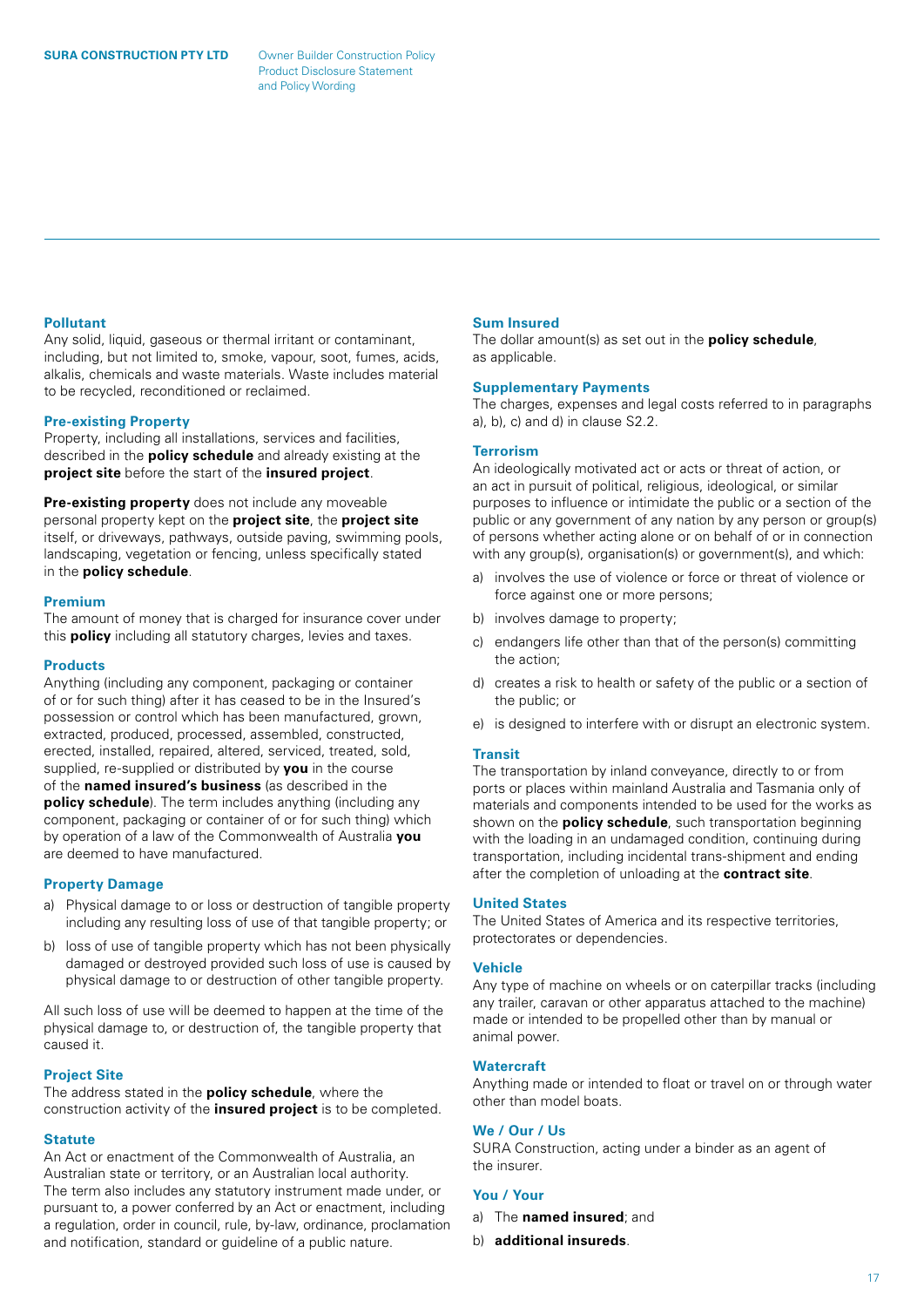### Pollutant
Any solid, liquid, gaseous or thermal irritant or contaminant, including, but not limited to, smoke, vapour, soot, fumes, acids, alkalis, chemicals and waste materials. Waste includes material to be recycled, reconditioned or reclaimed.

### Pre-existing Property
Property, including all installations, services and facilities, described in the **policy schedule** and already existing at the **project site** before the start of the **insured project**.

**Pre-existing property** does not include any moveable personal property kept on the **project site**, the **project site** itself, or driveways, pathways, outside paving, swimming pools, landscaping, vegetation or fencing, unless specifically stated in the **policy schedule**.

### Premium
The amount of money that is charged for insurance cover under this **policy** including all statutory charges, levies and taxes.

### Products
Anything (including any component, packaging or container of or for such thing) after it has ceased to be in the Insured's possession or control which has been manufactured, grown, extracted, produced, processed, assembled, constructed, erected, installed, repaired, altered, serviced, treated, sold, supplied, re-supplied or distributed by **you** in the course of the **named insured's business** (as described in the **policy schedule**). The term includes anything (including any component, packaging or container of or for such thing) which by operation of a law of the Commonwealth of Australia **you** are deemed to have manufactured.

### Property Damage
a) Physical damage to or loss or destruction of tangible property including any resulting loss of use of that tangible property; or

b) loss of use of tangible property which has not been physically damaged or destroyed provided such loss of use is caused by physical damage to or destruction of other tangible property.

All such loss of use will be deemed to happen at the time of the physical damage to, or destruction of, the tangible property that caused it.

### Project Site
The address stated in the **policy schedule**, where the construction activity of the **insured project** is to be completed.

### Statute
An Act or enactment of the Commonwealth of Australia, an Australian state or territory, or an Australian local authority. The term also includes any statutory instrument made under, or pursuant to, a power conferred by an Act or enactment, including a regulation, order in council, rule, by-law, ordinance, proclamation and notification, standard or guideline of a public nature.

### Sum Insured
The dollar amount(s) as set out in the **policy schedule**, as applicable.

### Supplementary Payments
The charges, expenses and legal costs referred to in paragraphs a), b), c) and d) in clause S2.2.

### Terrorism
An ideologically motivated act or acts or threat of action, or an act in pursuit of political, religious, ideological, or similar purposes to influence or intimidate the public or a section of the public or any government of any nation by any person or group(s) of persons whether acting alone or on behalf of or in connection with any group(s), organisation(s) or government(s), and which:

a) involves the use of violence or force or threat of violence or force against one or more persons;

b) involves damage to property;

c) endangers life other than that of the person(s) committing the action;

d) creates a risk to health or safety of the public or a section of the public; or

e) is designed to interfere with or disrupt an electronic system.

### Transit
The transportation by inland conveyance, directly to or from ports or places within mainland Australia and Tasmania only of materials and components intended to be used for the works as shown on the **policy schedule**, such transportation beginning with the loading in an undamaged condition, continuing during transportation, including incidental trans-shipment and ending after the completion of unloading at the **contract site**.

### United States
The United States of America and its respective territories, protectorates or dependencies.

### Vehicle
Any type of machine on wheels or on caterpillar tracks (including any trailer, caravan or other apparatus attached to the machine) made or intended to be propelled other than by manual or animal power.

### Watercraft
Anything made or intended to float or travel on or through water other than model boats.

### We / Our / Us
SURA Construction, acting under a binder as an agent of the insurer.

### You / Your
a) The **named insured**; and

b) **additional insureds**.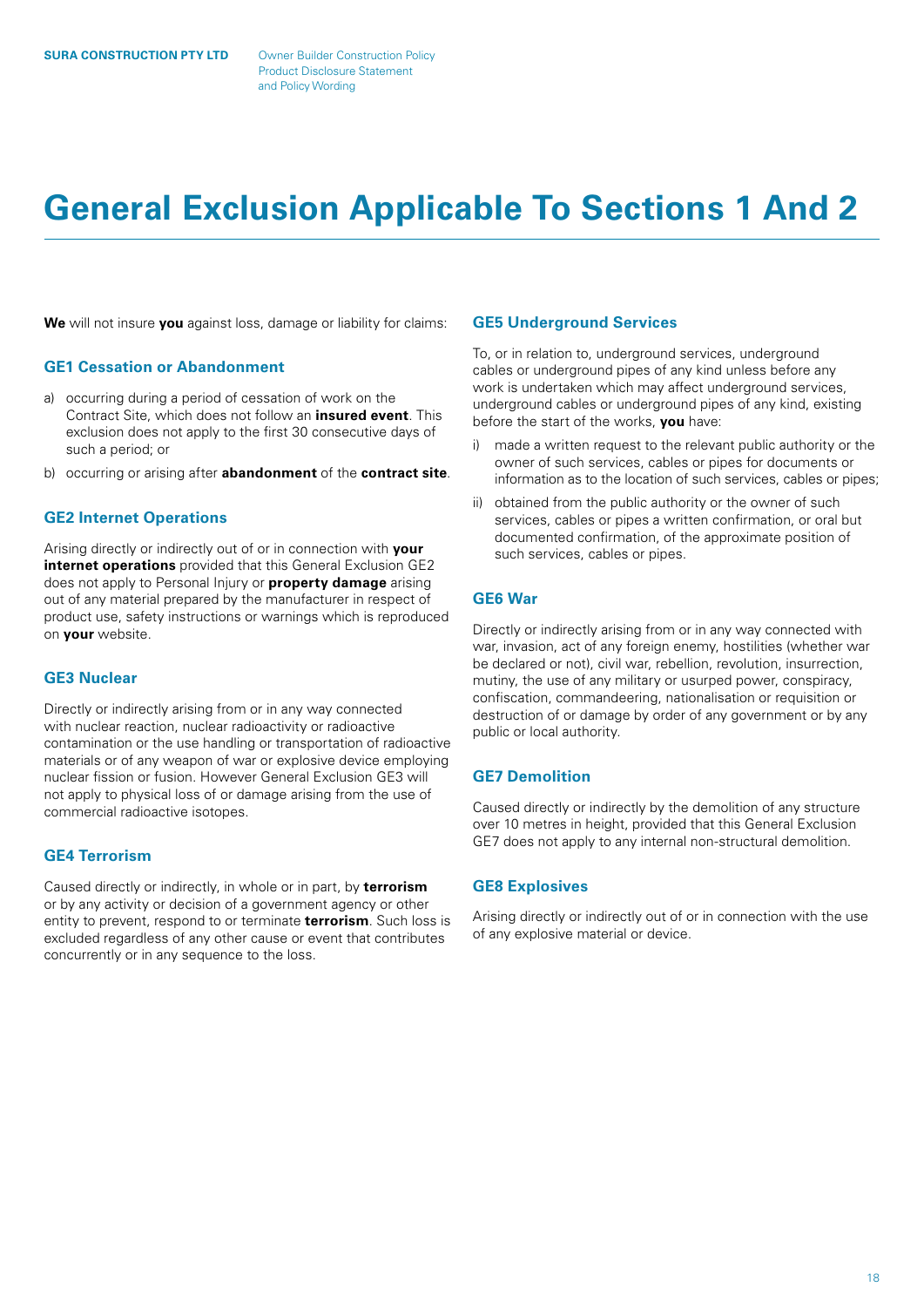# General Exclusion Applicable To Sections 1 And 2

**We** will not insure **you** against loss, damage or liability for claims:

### GE1 Cessation or Abandonment

a) occurring during a period of cessation of work on the Contract Site, which does not follow an **insured event**. This exclusion does not apply to the first 30 consecutive days of such a period; or

b) occurring or arising after **abandonment** of the **contract site**.

### GE2 Internet Operations

Arising directly or indirectly out of or in connection with **your internet operations** provided that this General Exclusion GE2 does not apply to Personal Injury or **property damage** arising out of any material prepared by the manufacturer in respect of product use, safety instructions or warnings which is reproduced on **your** website.

### GE3 Nuclear

Directly or indirectly arising from or in any way connected with nuclear reaction, nuclear radioactivity or radioactive contamination or the use handling or transportation of radioactive materials or of any weapon of war or explosive device employing nuclear fission or fusion. However General Exclusion GE3 will not apply to physical loss of or damage arising from the use of commercial radioactive isotopes.

### GE4 Terrorism

Caused directly or indirectly, in whole or in part, by **terrorism** or by any activity or decision of a government agency or other entity to prevent, respond to or terminate **terrorism**. Such loss is excluded regardless of any other cause or event that contributes concurrently or in any sequence to the loss.

### GE5 Underground Services

To, or in relation to, underground services, underground cables or underground pipes of any kind unless before any work is undertaken which may affect underground services, underground cables or underground pipes of any kind, existing before the start of the works, **you** have:

i) made a written request to the relevant public authority or the owner of such services, cables or pipes for documents or information as to the location of such services, cables or pipes;

ii) obtained from the public authority or the owner of such services, cables or pipes a written confirmation, or oral but documented confirmation, of the approximate position of such services, cables or pipes.

### GE6 War

Directly or indirectly arising from or in any way connected with war, invasion, act of any foreign enemy, hostilities (whether war be declared or not), civil war, rebellion, revolution, insurrection, mutiny, the use of any military or usurped power, conspiracy, confiscation, commandeering, nationalisation or requisition or destruction of or damage by order of any government or by any public or local authority.

### GE7 Demolition

Caused directly or indirectly by the demolition of any structure over 10 metres in height, provided that this General Exclusion GE7 does not apply to any internal non-structural demolition.

### GE8 Explosives

Arising directly or indirectly out of or in connection with the use of any explosive material or device.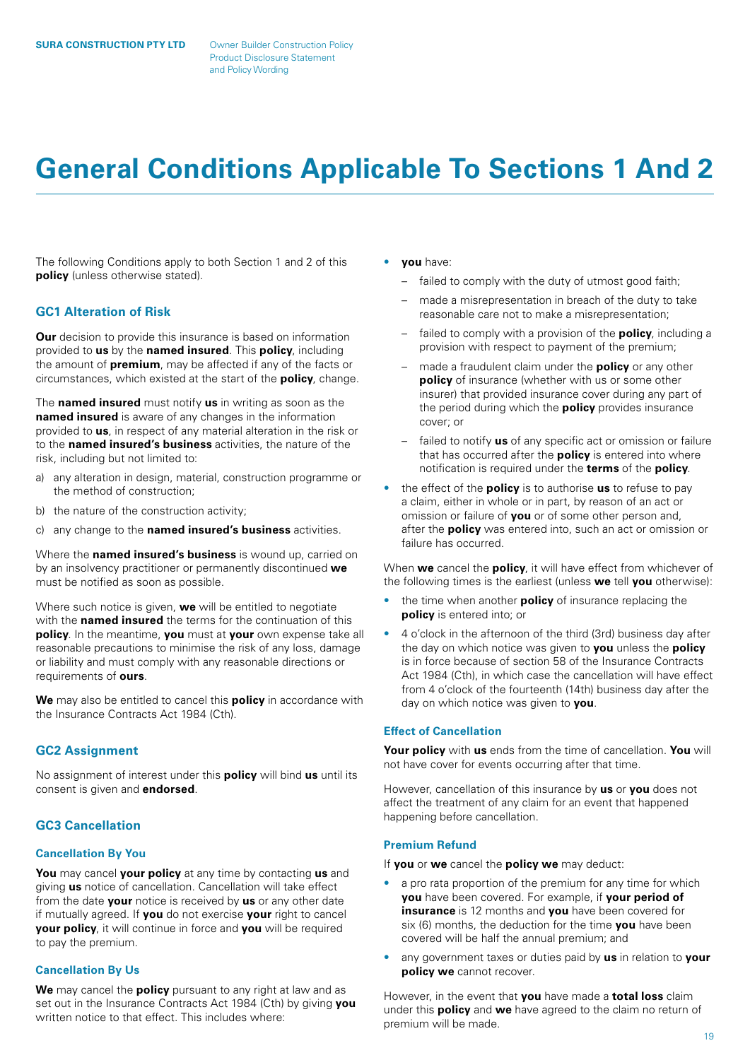# General Conditions Applicable To Sections 1 And 2

The following Conditions apply to both Section 1 and 2 of this **policy** (unless otherwise stated).

### GC1 Alteration of Risk

**Our** decision to provide this insurance is based on information provided to **us** by the **named insured**. This **policy**, including the amount of **premium**, may be affected if any of the facts or circumstances, which existed at the start of the **policy**, change.

The **named insured** must notify **us** in writing as soon as the **named insured** is aware of any changes in the information provided to **us**, in respect of any material alteration in the risk or to the **named insured's business** activities, the nature of the risk, including but not limited to:

a) any alteration in design, material, construction programme or the method of construction;

b) the nature of the construction activity;

c) any change to the **named insured's business** activities.

Where the **named insured's business** is wound up, carried on by an insolvency practitioner or permanently discontinued **we** must be notified as soon as possible.

Where such notice is given, **we** will be entitled to negotiate with the **named insured** the terms for the continuation of this **policy**. In the meantime, **you** must at **your** own expense take all reasonable precautions to minimise the risk of any loss, damage or liability and must comply with any reasonable directions or requirements of **ours**.

**We** may also be entitled to cancel this **policy** in accordance with the Insurance Contracts Act 1984 (Cth).

### GC2 Assignment

No assignment of interest under this **policy** will bind **us** until its consent is given and **endorsed**.

### GC3 Cancellation

#### Cancellation By You

**You** may cancel **your policy** at any time by contacting **us** and giving **us** notice of cancellation. Cancellation will take effect from the date **your** notice is received by **us** or any other date if mutually agreed. If **you** do not exercise **your** right to cancel **your policy**, it will continue in force and **you** will be required to pay the premium.

#### Cancellation By Us

**We** may cancel the **policy** pursuant to any right at law and as set out in the Insurance Contracts Act 1984 (Cth) by giving **you** written notice to that effect. This includes where:

- **you** have:
  - failed to comply with the duty of utmost good faith;
  - made a misrepresentation in breach of the duty to take reasonable care not to make a misrepresentation;
  - failed to comply with a provision of the **policy**, including a provision with respect to payment of the premium;
  - made a fraudulent claim under the **policy** or any other **policy** of insurance (whether with us or some other insurer) that provided insurance cover during any part of the period during which the **policy** provides insurance cover; or
  - failed to notify **us** of any specific act or omission or failure that has occurred after the **policy** is entered into where notification is required under the **terms** of the **policy**.
- the effect of the **policy** is to authorise **us** to refuse to pay a claim, either in whole or in part, by reason of an act or omission or failure of **you** or of some other person and, after the **policy** was entered into, such an act or omission or failure has occurred.

When **we** cancel the **policy**, it will have effect from whichever of the following times is the earliest (unless **we** tell **you** otherwise):

- the time when another **policy** of insurance replacing the **policy** is entered into; or
- 4 o'clock in the afternoon of the third (3rd) business day after the day on which notice was given to **you** unless the **policy** is in force because of section 58 of the Insurance Contracts Act 1984 (Cth), in which case the cancellation will have effect from 4 o'clock of the fourteenth (14th) business day after the day on which notice was given to **you**.

#### Effect of Cancellation

**Your policy** with **us** ends from the time of cancellation. **You** will not have cover for events occurring after that time.

However, cancellation of this insurance by **us** or **you** does not affect the treatment of any claim for an event that happened happening before cancellation.

#### Premium Refund

If **you** or **we** cancel the **policy we** may deduct:

- a pro rata proportion of the premium for any time for which **you** have been covered. For example, if **your period of insurance** is 12 months and **you** have been covered for six (6) months, the deduction for the time **you** have been covered will be half the annual premium; and
- any government taxes or duties paid by **us** in relation to **your policy we** cannot recover.

However, in the event that **you** have made a **total loss** claim under this **policy** and **we** have agreed to the claim no return of premium will be made.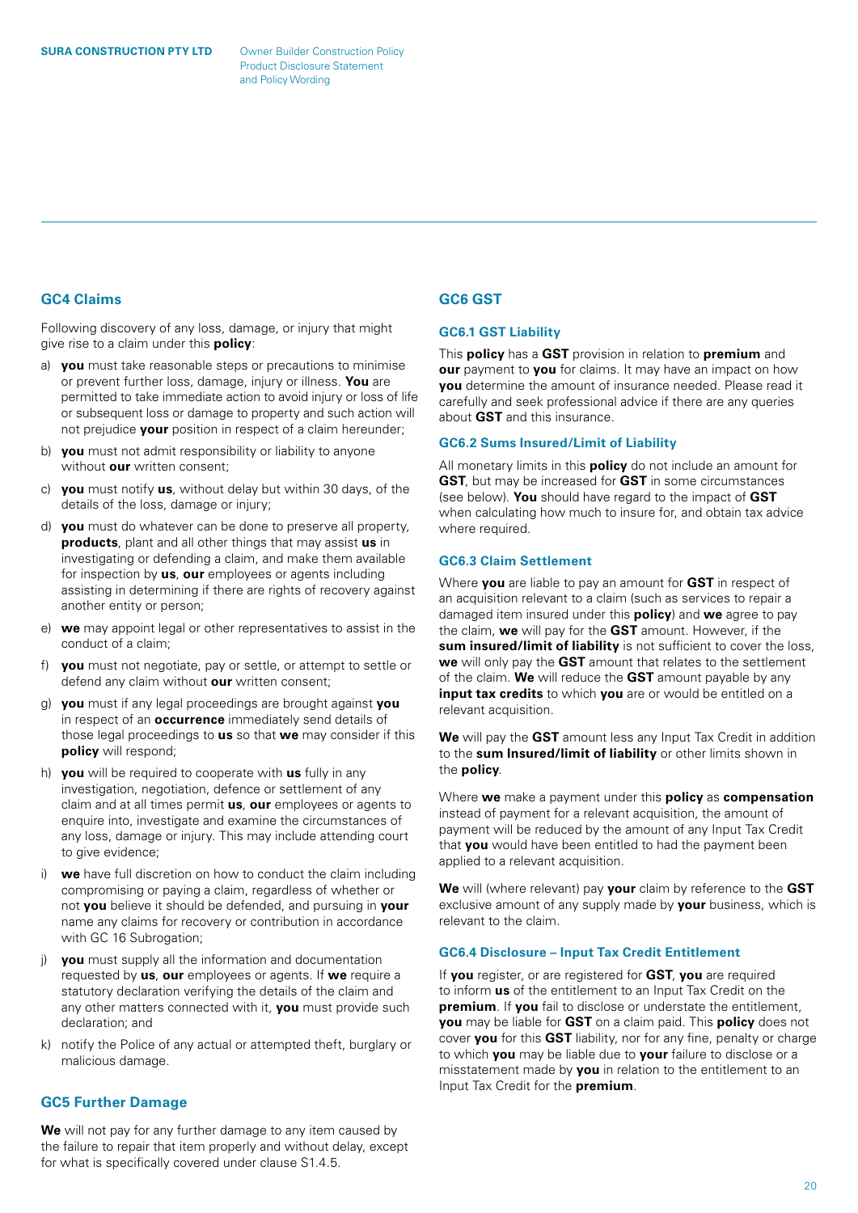## GC4 Claims

Following discovery of any loss, damage, or injury that might give rise to a claim under this **policy**:

a) **you** must take reasonable steps or precautions to minimise or prevent further loss, damage, injury or illness. **You** are permitted to take immediate action to avoid injury or loss of life or subsequent loss or damage to property and such action will not prejudice **your** position in respect of a claim hereunder;

b) **you** must not admit responsibility or liability to anyone without **our** written consent;

c) **you** must notify **us**, without delay but within 30 days, of the details of the loss, damage or injury;

d) **you** must do whatever can be done to preserve all property, **products**, plant and all other things that may assist **us** in investigating or defending a claim, and make them available for inspection by **us**, **our** employees or agents including assisting in determining if there are rights of recovery against another entity or person;

e) **we** may appoint legal or other representatives to assist in the conduct of a claim;

f) **you** must not negotiate, pay or settle, or attempt to settle or defend any claim without **our** written consent;

g) **you** must if any legal proceedings are brought against **you** in respect of an **occurrence** immediately send details of those legal proceedings to **us** so that **we** may consider if this **policy** will respond;

h) **you** will be required to cooperate with **us** fully in any investigation, negotiation, defence or settlement of any claim and at all times permit **us**, **our** employees or agents to enquire into, investigate and examine the circumstances of any loss, damage or injury. This may include attending court to give evidence;

i) **we** have full discretion on how to conduct the claim including compromising or paying a claim, regardless of whether or not **you** believe it should be defended, and pursuing in **your** name any claims for recovery or contribution in accordance with GC 16 Subrogation;

j) **you** must supply all the information and documentation requested by **us**, **our** employees or agents. If **we** require a statutory declaration verifying the details of the claim and any other matters connected with it, **you** must provide such declaration; and

k) notify the Police of any actual or attempted theft, burglary or malicious damage.

## GC5 Further Damage

**We** will not pay for any further damage to any item caused by the failure to repair that item properly and without delay, except for what is specifically covered under clause S1.4.5.

## GC6 GST

### GC6.1 GST Liability

This **policy** has a **GST** provision in relation to **premium** and **our** payment to **you** for claims. It may have an impact on how **you** determine the amount of insurance needed. Please read it carefully and seek professional advice if there are any queries about **GST** and this insurance.

### GC6.2 Sums Insured/Limit of Liability

All monetary limits in this **policy** do not include an amount for **GST**, but may be increased for **GST** in some circumstances (see below). **You** should have regard to the impact of **GST** when calculating how much to insure for, and obtain tax advice where required.

### GC6.3 Claim Settlement

Where **you** are liable to pay an amount for **GST** in respect of an acquisition relevant to a claim (such as services to repair a damaged item insured under this **policy**) and **we** agree to pay the claim, **we** will pay for the **GST** amount. However, if the **sum insured/limit of liability** is not sufficient to cover the loss, **we** will only pay the **GST** amount that relates to the settlement of the claim. **We** will reduce the **GST** amount payable by any **input tax credits** to which **you** are or would be entitled on a relevant acquisition.

**We** will pay the **GST** amount less any Input Tax Credit in addition to the **sum Insured/limit of liability** or other limits shown in the **policy**.

Where **we** make a payment under this **policy** as **compensation** instead of payment for a relevant acquisition, the amount of payment will be reduced by the amount of any Input Tax Credit that **you** would have been entitled to had the payment been applied to a relevant acquisition.

**We** will (where relevant) pay **your** claim by reference to the **GST** exclusive amount of any supply made by **your** business, which is relevant to the claim.

### GC6.4 Disclosure – Input Tax Credit Entitlement

If **you** register, or are registered for **GST**, **you** are required to inform **us** of the entitlement to an Input Tax Credit on the **premium**. If **you** fail to disclose or understate the entitlement, **you** may be liable for **GST** on a claim paid. This **policy** does not cover **you** for this **GST** liability, nor for any fine, penalty or charge to which **you** may be liable due to **your** failure to disclose or a misstatement made by **you** in relation to the entitlement to an Input Tax Credit for the **premium**.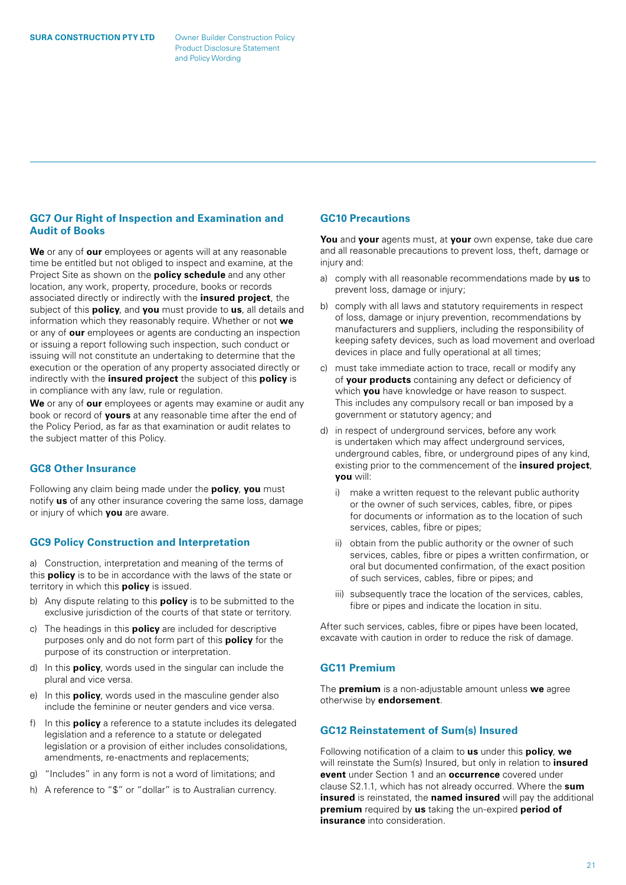## GC7 Our Right of Inspection and Examination and Audit of Books

**We** or any of **our** employees or agents will at any reasonable time be entitled but not obliged to inspect and examine, at the Project Site as shown on the **policy schedule** and any other location, any work, property, procedure, books or records associated directly or indirectly with the **insured project**, the subject of this **policy**, and **you** must provide to **us**, all details and information which they reasonably require. Whether or not **we** or any of **our** employees or agents are conducting an inspection or issuing a report following such inspection, such conduct or issuing will not constitute an undertaking to determine that the execution or the operation of any property associated directly or indirectly with the **insured project** the subject of this **policy** is in compliance with any law, rule or regulation.

**We** or any of **our** employees or agents may examine or audit any book or record of **yours** at any reasonable time after the end of the Policy Period, as far as that examination or audit relates to the subject matter of this Policy.

## GC8 Other Insurance

Following any claim being made under the **policy**, **you** must notify **us** of any other insurance covering the same loss, damage or injury of which **you** are aware.

## GC9 Policy Construction and Interpretation

a) Construction, interpretation and meaning of the terms of this **policy** is to be in accordance with the laws of the state or territory in which this **policy** is issued.

b) Any dispute relating to this **policy** is to be submitted to the exclusive jurisdiction of the courts of that state or territory.

c) The headings in this **policy** are included for descriptive purposes only and do not form part of this **policy** for the purpose of its construction or interpretation.

d) In this **policy**, words used in the singular can include the plural and vice versa.

e) In this **policy**, words used in the masculine gender also include the feminine or neuter genders and vice versa.

f) In this **policy** a reference to a statute includes its delegated legislation and a reference to a statute or delegated legislation or a provision of either includes consolidations, amendments, re-enactments and replacements;

g) "Includes" in any form is not a word of limitations; and

h) A reference to "$" or "dollar" is to Australian currency.

## GC10 Precautions

**You** and **your** agents must, at **your** own expense, take due care and all reasonable precautions to prevent loss, theft, damage or injury and:

a) comply with all reasonable recommendations made by **us** to prevent loss, damage or injury;

b) comply with all laws and statutory requirements in respect of loss, damage or injury prevention, recommendations by manufacturers and suppliers, including the responsibility of keeping safety devices, such as load movement and overload devices in place and fully operational at all times;

c) must take immediate action to trace, recall or modify any of **your products** containing any defect or deficiency of which **you** have knowledge or have reason to suspect. This includes any compulsory recall or ban imposed by a government or statutory agency; and

d) in respect of underground services, before any work is undertaken which may affect underground services, underground cables, fibre, or underground pipes of any kind, existing prior to the commencement of the **insured project**, **you** will:

   i) make a written request to the relevant public authority or the owner of such services, cables, fibre, or pipes for documents or information as to the location of such services, cables, fibre or pipes;

   ii) obtain from the public authority or the owner of such services, cables, fibre or pipes a written confirmation, or oral but documented confirmation, of the exact position of such services, cables, fibre or pipes; and

   iii) subsequently trace the location of the services, cables, fibre or pipes and indicate the location in situ.

After such services, cables, fibre or pipes have been located, excavate with caution in order to reduce the risk of damage.

## GC11 Premium

The **premium** is a non-adjustable amount unless **we** agree otherwise by **endorsement**.

## GC12 Reinstatement of Sum(s) Insured

Following notification of a claim to **us** under this **policy**, **we** will reinstate the Sum(s) Insured, but only in relation to **insured event** under Section 1 and an **occurrence** covered under clause S2.1.1, which has not already occurred. Where the **sum insured** is reinstated, the **named insured** will pay the additional **premium** required by **us** taking the un-expired **period of insurance** into consideration.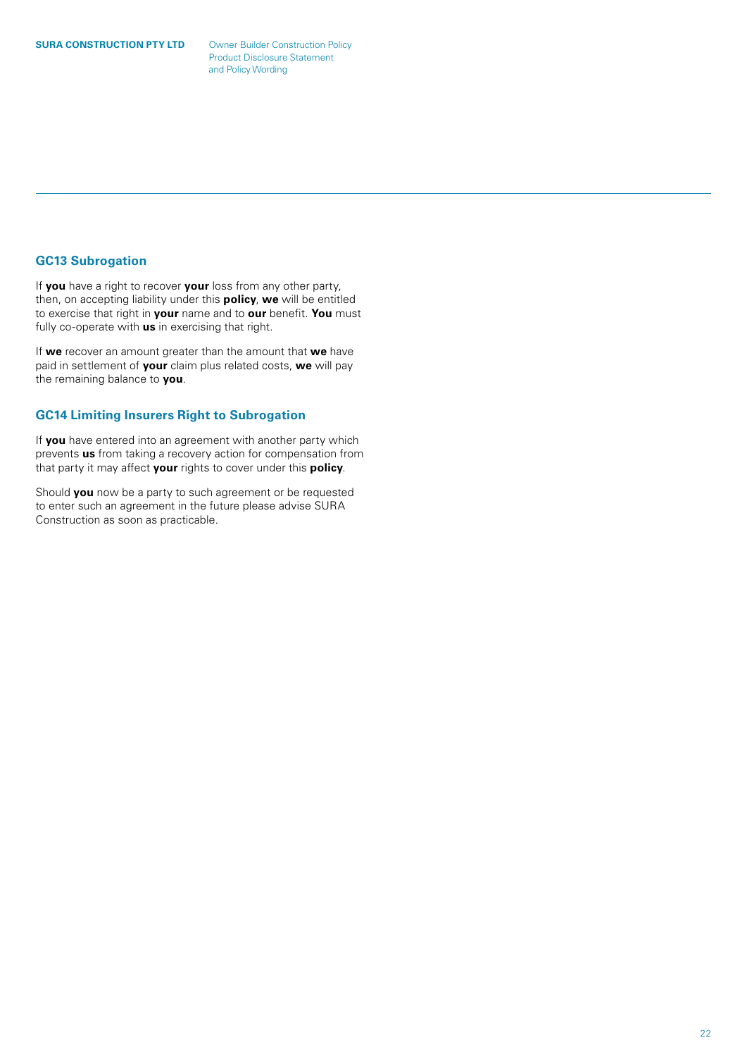### GC13 Subrogation

If **you** have a right to recover **your** loss from any other party, then, on accepting liability under this **policy**, **we** will be entitled to exercise that right in **your** name and to **our** benefit. **You** must fully co-operate with **us** in exercising that right.

If **we** recover an amount greater than the amount that **we** have paid in settlement of **your** claim plus related costs, **we** will pay the remaining balance to **you**.

### GC14 Limiting Insurers Right to Subrogation

If **you** have entered into an agreement with another party which prevents **us** from taking a recovery action for compensation from that party it may affect **your** rights to cover under this **policy**.

Should **you** now be a party to such agreement or be requested to enter such an agreement in the future please advise SURA Construction as soon as practicable.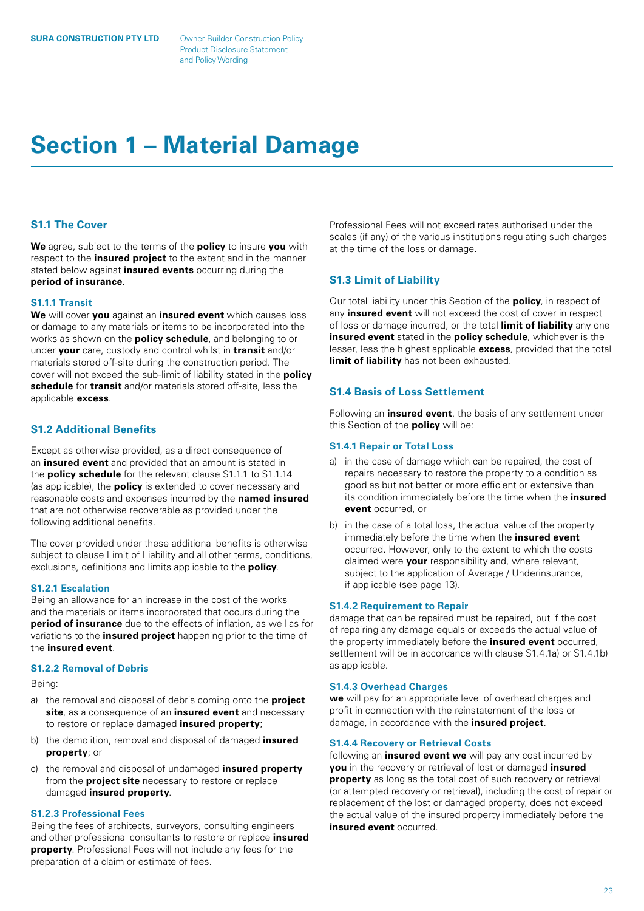# Section 1 – Material Damage

### S1.1 The Cover

**We** agree, subject to the terms of the **policy** to insure **you** with respect to the **insured project** to the extent and in the manner stated below against **insured events** occurring during the **period of insurance**.

#### S1.1.1 Transit

**We** will cover **you** against an **insured event** which causes loss or damage to any materials or items to be incorporated into the works as shown on the **policy schedule**, and belonging to or under **your** care, custody and control whilst in **transit** and/or materials stored off-site during the construction period. The cover will not exceed the sub-limit of liability stated in the **policy schedule** for **transit** and/or materials stored off-site, less the applicable **excess**.

### S1.2 Additional Benefits

Except as otherwise provided, as a direct consequence of an **insured event** and provided that an amount is stated in the **policy schedule** for the relevant clause S1.1.1 to S1.1.14 (as applicable), the **policy** is extended to cover necessary and reasonable costs and expenses incurred by the **named insured** that are not otherwise recoverable as provided under the following additional benefits.

The cover provided under these additional benefits is otherwise subject to clause Limit of Liability and all other terms, conditions, exclusions, definitions and limits applicable to the **policy**.

#### S1.2.1 Escalation

Being an allowance for an increase in the cost of the works and the materials or items incorporated that occurs during the **period of insurance** due to the effects of inflation, as well as for variations to the **insured project** happening prior to the time of the **insured event**.

#### S1.2.2 Removal of Debris

Being:

a) the removal and disposal of debris coming onto the **project site**, as a consequence of an **insured event** and necessary to restore or replace damaged **insured property**;

b) the demolition, removal and disposal of damaged **insured property**; or

c) the removal and disposal of undamaged **insured property** from the **project site** necessary to restore or replace damaged **insured property**.

#### S1.2.3 Professional Fees

Being the fees of architects, surveyors, consulting engineers and other professional consultants to restore or replace **insured property**. Professional Fees will not include any fees for the preparation of a claim or estimate of fees.

Professional Fees will not exceed rates authorised under the scales (if any) of the various institutions regulating such charges at the time of the loss or damage.

### S1.3 Limit of Liability

Our total liability under this Section of the **policy**, in respect of any **insured event** will not exceed the cost of cover in respect of loss or damage incurred, or the total **limit of liability** any one **insured event** stated in the **policy schedule**, whichever is the lesser, less the highest applicable **excess**, provided that the total **limit of liability** has not been exhausted.

### S1.4 Basis of Loss Settlement

Following an **insured event**, the basis of any settlement under this Section of the **policy** will be:

#### S1.4.1 Repair or Total Loss

a) in the case of damage which can be repaired, the cost of repairs necessary to restore the property to a condition as good as but not better or more efficient or extensive than its condition immediately before the time when the **insured event** occurred, or

b) in the case of a total loss, the actual value of the property immediately before the time when the **insured event** occurred. However, only to the extent to which the costs claimed were **your** responsibility and, where relevant, subject to the application of Average / Underinsurance, if applicable (see page 13).

#### S1.4.2 Requirement to Repair

damage that can be repaired must be repaired, but if the cost of repairing any damage equals or exceeds the actual value of the property immediately before the **insured event** occurred, settlement will be in accordance with clause S1.4.1a) or S1.4.1b) as applicable.

#### S1.4.3 Overhead Charges

**we** will pay for an appropriate level of overhead charges and profit in connection with the reinstatement of the loss or damage, in accordance with the **insured project**.

#### S1.4.4 Recovery or Retrieval Costs

following an **insured event we** will pay any cost incurred by **you** in the recovery or retrieval of lost or damaged **insured property** as long as the total cost of such recovery or retrieval (or attempted recovery or retrieval), including the cost of repair or replacement of the lost or damaged property, does not exceed the actual value of the insured property immediately before the **insured event** occurred.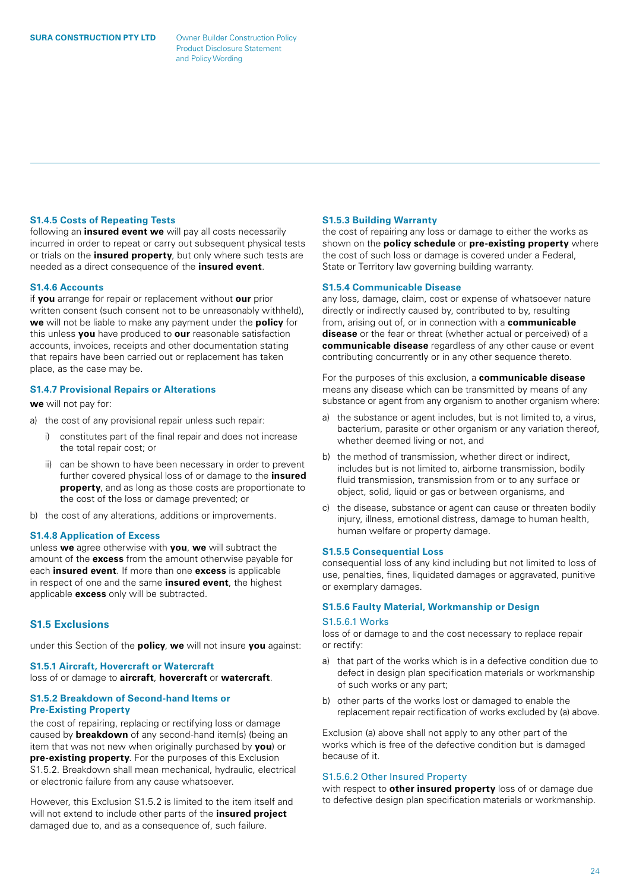#### S1.4.5 Costs of Repeating Tests

following an **insured event we** will pay all costs necessarily incurred in order to repeat or carry out subsequent physical tests or trials on the **insured property**, but only where such tests are needed as a direct consequence of the **insured event**.

#### S1.4.6 Accounts

if **you** arrange for repair or replacement without **our** prior written consent (such consent not to be unreasonably withheld), **we** will not be liable to make any payment under the **policy** for this unless **you** have produced to **our** reasonable satisfaction accounts, invoices, receipts and other documentation stating that repairs have been carried out or replacement has taken place, as the case may be.

#### S1.4.7 Provisional Repairs or Alterations

**we** will not pay for:

a) the cost of any provisional repair unless such repair:
   i) constitutes part of the final repair and does not increase the total repair cost; or
   ii) can be shown to have been necessary in order to prevent further covered physical loss of or damage to the **insured property**, and as long as those costs are proportionate to the cost of the loss or damage prevented; or

b) the cost of any alterations, additions or improvements.

#### S1.4.8 Application of Excess

unless **we** agree otherwise with **you**, **we** will subtract the amount of the **excess** from the amount otherwise payable for each **insured event**. If more than one **excess** is applicable in respect of one and the same **insured event**, the highest applicable **excess** only will be subtracted.

### S1.5 Exclusions

under this Section of the **policy**, **we** will not insure **you** against:

#### S1.5.1 Aircraft, Hovercraft or Watercraft

loss of or damage to **aircraft**, **hovercraft** or **watercraft**.

#### S1.5.2 Breakdown of Second-hand Items or Pre-Existing Property

the cost of repairing, replacing or rectifying loss or damage caused by **breakdown** of any second-hand item(s) (being an item that was not new when originally purchased by **you**) or **pre-existing property**. For the purposes of this Exclusion S1.5.2. Breakdown shall mean mechanical, hydraulic, electrical or electronic failure from any cause whatsoever.

However, this Exclusion S1.5.2 is limited to the item itself and will not extend to include other parts of the **insured project** damaged due to, and as a consequence of, such failure.

#### S1.5.3 Building Warranty

the cost of repairing any loss or damage to either the works as shown on the **policy schedule** or **pre-existing property** where the cost of such loss or damage is covered under a Federal, State or Territory law governing building warranty.

#### S1.5.4 Communicable Disease

any loss, damage, claim, cost or expense of whatsoever nature directly or indirectly caused by, contributed to by, resulting from, arising out of, or in connection with a **communicable disease** or the fear or threat (whether actual or perceived) of a **communicable disease** regardless of any other cause or event contributing concurrently or in any other sequence thereto.

For the purposes of this exclusion, a **communicable disease** means any disease which can be transmitted by means of any substance or agent from any organism to another organism where:

a) the substance or agent includes, but is not limited to, a virus, bacterium, parasite or other organism or any variation thereof, whether deemed living or not, and

b) the method of transmission, whether direct or indirect, includes but is not limited to, airborne transmission, bodily fluid transmission, transmission from or to any surface or object, solid, liquid or gas or between organisms, and

c) the disease, substance or agent can cause or threaten bodily injury, illness, emotional distress, damage to human health, human welfare or property damage.

#### S1.5.5 Consequential Loss

consequential loss of any kind including but not limited to loss of use, penalties, fines, liquidated damages or aggravated, punitive or exemplary damages.

#### S1.5.6 Faulty Material, Workmanship or Design

##### S1.5.6.1 Works

loss of or damage to and the cost necessary to replace repair or rectify:

a) that part of the works which is in a defective condition due to defect in design plan specification materials or workmanship of such works or any part;

b) other parts of the works lost or damaged to enable the replacement repair rectification of works excluded by (a) above.

Exclusion (a) above shall not apply to any other part of the works which is free of the defective condition but is damaged because of it.

##### S1.5.6.2 Other Insured Property

with respect to **other insured property** loss of or damage due to defective design plan specification materials or workmanship.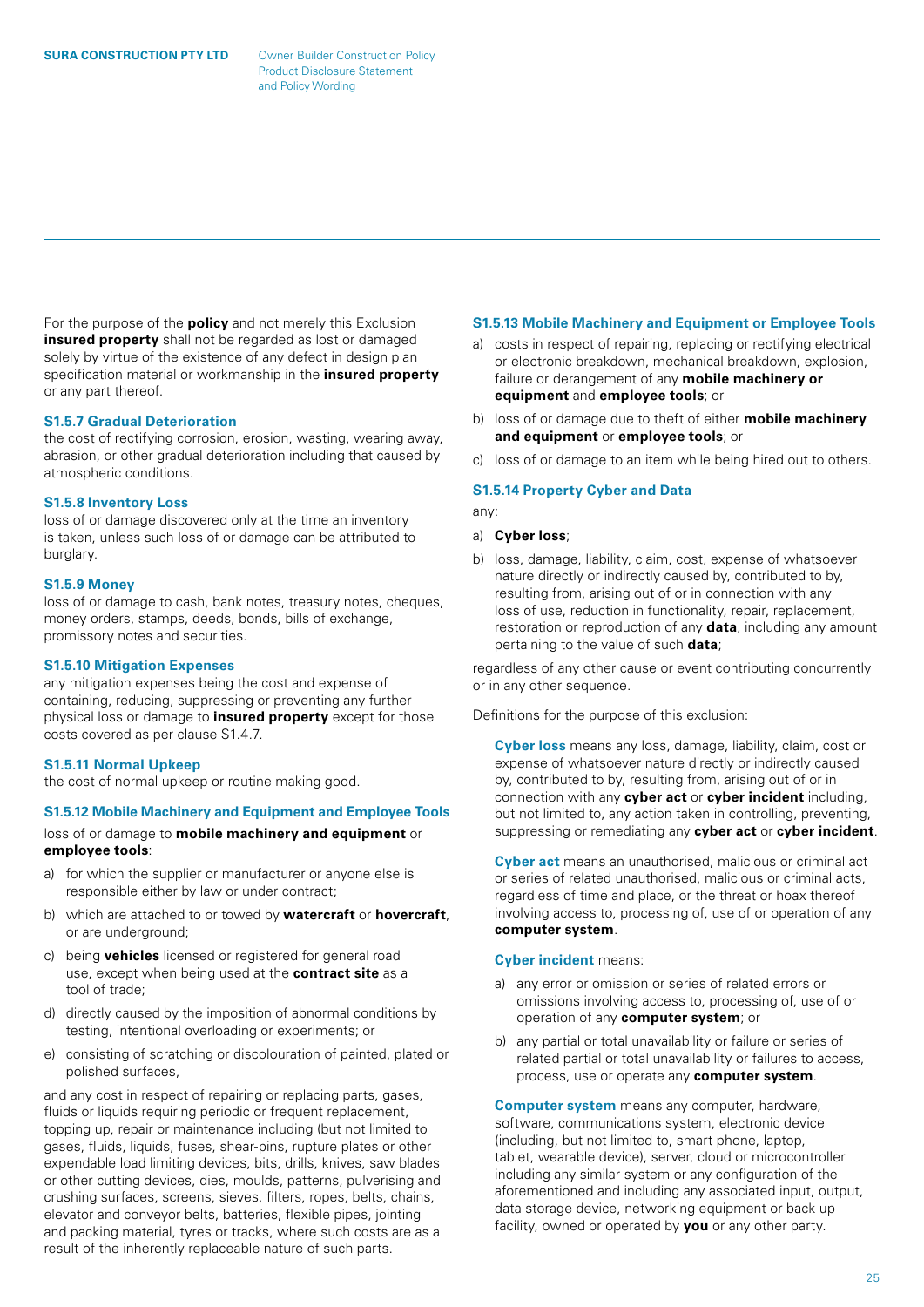For the purpose of the **policy** and not merely this Exclusion **insured property** shall not be regarded as lost or damaged solely by virtue of the existence of any defect in design plan specification material or workmanship in the **insured property** or any part thereof.

#### S1.5.7 Gradual Deterioration

the cost of rectifying corrosion, erosion, wasting, wearing away, abrasion, or other gradual deterioration including that caused by atmospheric conditions.

#### S1.5.8 Inventory Loss

loss of or damage discovered only at the time an inventory is taken, unless such loss of or damage can be attributed to burglary.

#### S1.5.9 Money

loss of or damage to cash, bank notes, treasury notes, cheques, money orders, stamps, deeds, bonds, bills of exchange, promissory notes and securities.

#### S1.5.10 Mitigation Expenses

any mitigation expenses being the cost and expense of containing, reducing, suppressing or preventing any further physical loss or damage to **insured property** except for those costs covered as per clause S1.4.7.

#### S1.5.11 Normal Upkeep

the cost of normal upkeep or routine making good.

#### S1.5.12 Mobile Machinery and Equipment and Employee Tools

loss of or damage to **mobile machinery and equipment** or **employee tools**:

a) for which the supplier or manufacturer or anyone else is responsible either by law or under contract;

b) which are attached to or towed by **watercraft** or **hovercraft**, or are underground;

c) being **vehicles** licensed or registered for general road use, except when being used at the **contract site** as a tool of trade;

d) directly caused by the imposition of abnormal conditions by testing, intentional overloading or experiments; or

e) consisting of scratching or discolouration of painted, plated or polished surfaces,

and any cost in respect of repairing or replacing parts, gases, fluids or liquids requiring periodic or frequent replacement, topping up, repair or maintenance including (but not limited to gases, fluids, liquids, fuses, shear-pins, rupture plates or other expendable load limiting devices, bits, drills, knives, saw blades or other cutting devices, dies, moulds, patterns, pulverising and crushing surfaces, screens, sieves, filters, ropes, belts, chains, elevator and conveyor belts, batteries, flexible pipes, jointing and packing material, tyres or tracks, where such costs are as a result of the inherently replaceable nature of such parts.

#### S1.5.13 Mobile Machinery and Equipment or Employee Tools

a) costs in respect of repairing, replacing or rectifying electrical or electronic breakdown, mechanical breakdown, explosion, failure or derangement of any **mobile machinery or equipment** and **employee tools**; or

b) loss of or damage due to theft of either **mobile machinery and equipment** or **employee tools**; or

c) loss of or damage to an item while being hired out to others.

#### S1.5.14 Property Cyber and Data

any:

a) **Cyber loss**;

b) loss, damage, liability, claim, cost, expense of whatsoever nature directly or indirectly caused by, contributed to by, resulting from, arising out of or in connection with any loss of use, reduction in functionality, repair, replacement, restoration or reproduction of any **data**, including any amount pertaining to the value of such **data**;

regardless of any other cause or event contributing concurrently or in any other sequence.

Definitions for the purpose of this exclusion:

**Cyber loss** means any loss, damage, liability, claim, cost or expense of whatsoever nature directly or indirectly caused by, contributed to by, resulting from, arising out of or in connection with any **cyber act** or **cyber incident** including, but not limited to, any action taken in controlling, preventing, suppressing or remediating any **cyber act** or **cyber incident**.

**Cyber act** means an unauthorised, malicious or criminal act or series of related unauthorised, malicious or criminal acts, regardless of time and place, or the threat or hoax thereof involving access to, processing of, use of or operation of any **computer system**.

**Cyber incident** means:

a) any error or omission or series of related errors or omissions involving access to, processing of, use of or operation of any **computer system**; or

b) any partial or total unavailability or failure or series of related partial or total unavailability or failures to access, process, use or operate any **computer system**.

**Computer system** means any computer, hardware, software, communications system, electronic device (including, but not limited to, smart phone, laptop, tablet, wearable device), server, cloud or microcontroller including any similar system or any configuration of the aforementioned and including any associated input, output, data storage device, networking equipment or back up facility, owned or operated by **you** or any other party.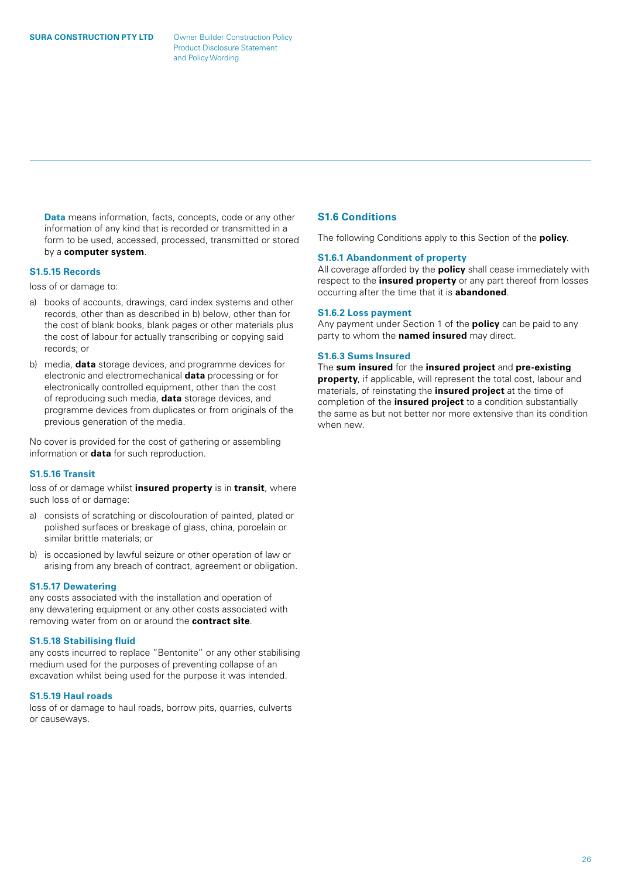**Data** means information, facts, concepts, code or any other information of any kind that is recorded or transmitted in a form to be used, accessed, processed, transmitted or stored by a **computer system**.

### S1.5.15 Records

loss of or damage to:

a) books of accounts, drawings, card index systems and other records, other than as described in b) below, other than for the cost of blank books, blank pages or other materials plus the cost of labour for actually transcribing or copying said records; or

b) media, **data** storage devices, and programme devices for electronic and electromechanical **data** processing or for electronically controlled equipment, other than the cost of reproducing such media, **data** storage devices, and programme devices from duplicates or from originals of the previous generation of the media.

No cover is provided for the cost of gathering or assembling information or **data** for such reproduction.

### S1.5.16 Transit

loss of or damage whilst **insured property** is in **transit**, where such loss of or damage:

a) consists of scratching or discolouration of painted, plated or polished surfaces or breakage of glass, china, porcelain or similar brittle materials; or

b) is occasioned by lawful seizure or other operation of law or arising from any breach of contract, agreement or obligation.

### S1.5.17 Dewatering

any costs associated with the installation and operation of any dewatering equipment or any other costs associated with removing water from on or around the **contract site**.

### S1.5.18 Stabilising fluid

any costs incurred to replace "Bentonite" or any other stabilising medium used for the purposes of preventing collapse of an excavation whilst being used for the purpose it was intended.

### S1.5.19 Haul roads

loss of or damage to haul roads, borrow pits, quarries, culverts or causeways.

## S1.6 Conditions

The following Conditions apply to this Section of the **policy**.

### S1.6.1 Abandonment of property

All coverage afforded by the **policy** shall cease immediately with respect to the **insured property** or any part thereof from losses occurring after the time that it is **abandoned**.

### S1.6.2 Loss payment

Any payment under Section 1 of the **policy** can be paid to any party to whom the **named insured** may direct.

### S1.6.3 Sums Insured

The **sum insured** for the **insured project** and **pre-existing property**, if applicable, will represent the total cost, labour and materials, of reinstating the **insured project** at the time of completion of the **insured project** to a condition substantially the same as but not better nor more extensive than its condition when new.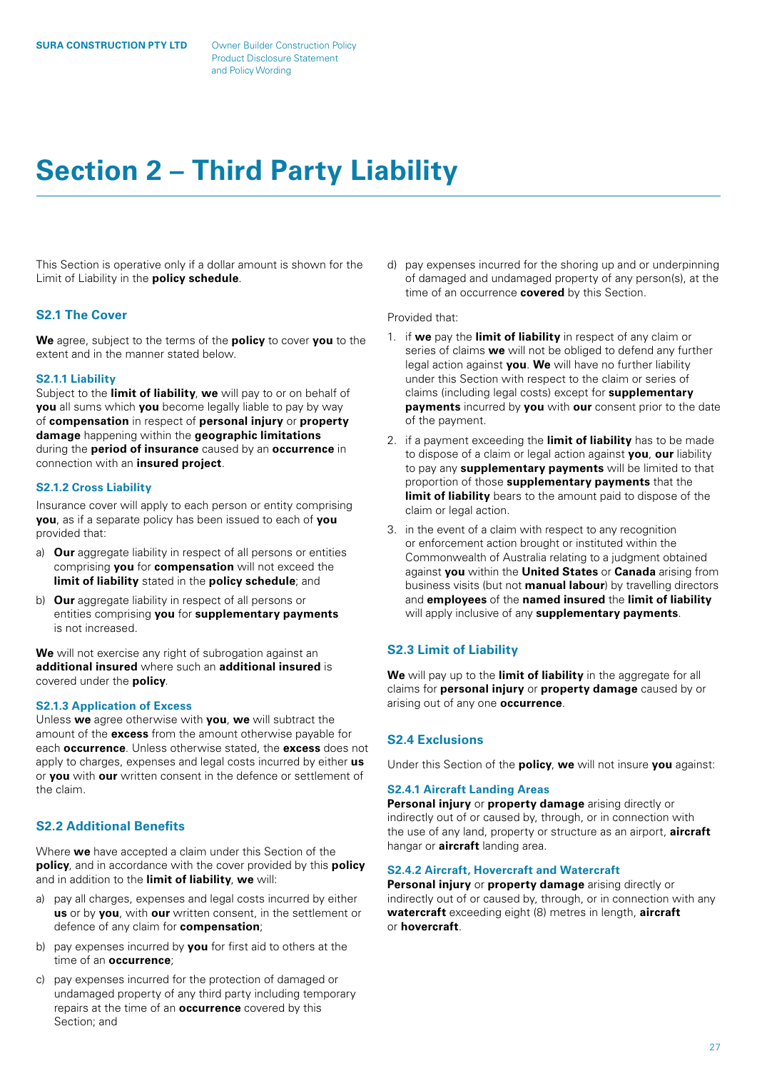# Section 2 – Third Party Liability

This Section is operative only if a dollar amount is shown for the Limit of Liability in the **policy schedule**.

## S2.1 The Cover

**We** agree, subject to the terms of the **policy** to cover **you** to the extent and in the manner stated below.

### S2.1.1 Liability

Subject to the **limit of liability**, **we** will pay to or on behalf of **you** all sums which **you** become legally liable to pay by way of **compensation** in respect of **personal injury** or **property damage** happening within the **geographic limitations** during the **period of insurance** caused by an **occurrence** in connection with an **insured project**.

### S2.1.2 Cross Liability

Insurance cover will apply to each person or entity comprising **you**, as if a separate policy has been issued to each of **you** provided that:

a) **Our** aggregate liability in respect of all persons or entities comprising **you** for **compensation** will not exceed the **limit of liability** stated in the **policy schedule**; and

b) **Our** aggregate liability in respect of all persons or entities comprising **you** for **supplementary payments** is not increased.

**We** will not exercise any right of subrogation against an **additional insured** where such an **additional insured** is covered under the **policy**.

### S2.1.3 Application of Excess

Unless **we** agree otherwise with **you**, **we** will subtract the amount of the **excess** from the amount otherwise payable for each **occurrence**. Unless otherwise stated, the **excess** does not apply to charges, expenses and legal costs incurred by either **us** or **you** with **our** written consent in the defence or settlement of the claim.

## S2.2 Additional Benefits

Where **we** have accepted a claim under this Section of the **policy**, and in accordance with the cover provided by this **policy** and in addition to the **limit of liability**, **we** will:

a) pay all charges, expenses and legal costs incurred by either **us** or by **you**, with **our** written consent, in the settlement or defence of any claim for **compensation**;

b) pay expenses incurred by **you** for first aid to others at the time of an **occurrence**;

c) pay expenses incurred for the protection of damaged or undamaged property of any third party including temporary repairs at the time of an **occurrence** covered by this Section; and

d) pay expenses incurred for the shoring up and or underpinning of damaged and undamaged property of any person(s), at the time of an occurrence **covered** by this Section.

Provided that:

1. if **we** pay the **limit of liability** in respect of any claim or series of claims **we** will not be obliged to defend any further legal action against **you**. **We** will have no further liability under this Section with respect to the claim or series of claims (including legal costs) except for **supplementary payments** incurred by **you** with **our** consent prior to the date of the payment.
2. if a payment exceeding the **limit of liability** has to be made to dispose of a claim or legal action against **you**, **our** liability to pay any **supplementary payments** will be limited to that proportion of those **supplementary payments** that the **limit of liability** bears to the amount paid to dispose of the claim or legal action.
3. in the event of a claim with respect to any recognition or enforcement action brought or instituted within the Commonwealth of Australia relating to a judgment obtained against **you** within the **United States** or **Canada** arising from business visits (but not **manual labour**) by travelling directors and **employees** of the **named insured** the **limit of liability** will apply inclusive of any **supplementary payments**.

## S2.3 Limit of Liability

**We** will pay up to the **limit of liability** in the aggregate for all claims for **personal injury** or **property damage** caused by or arising out of any one **occurrence**.

## S2.4 Exclusions

Under this Section of the **policy**, **we** will not insure **you** against:

### S2.4.1 Aircraft Landing Areas

**Personal injury** or **property damage** arising directly or indirectly out of or caused by, through, or in connection with the use of any land, property or structure as an airport, **aircraft** hangar or **aircraft** landing area.

### S2.4.2 Aircraft, Hovercraft and Watercraft

**Personal injury** or **property damage** arising directly or indirectly out of or caused by, through, or in connection with any **watercraft** exceeding eight (8) metres in length, **aircraft** or **hovercraft**.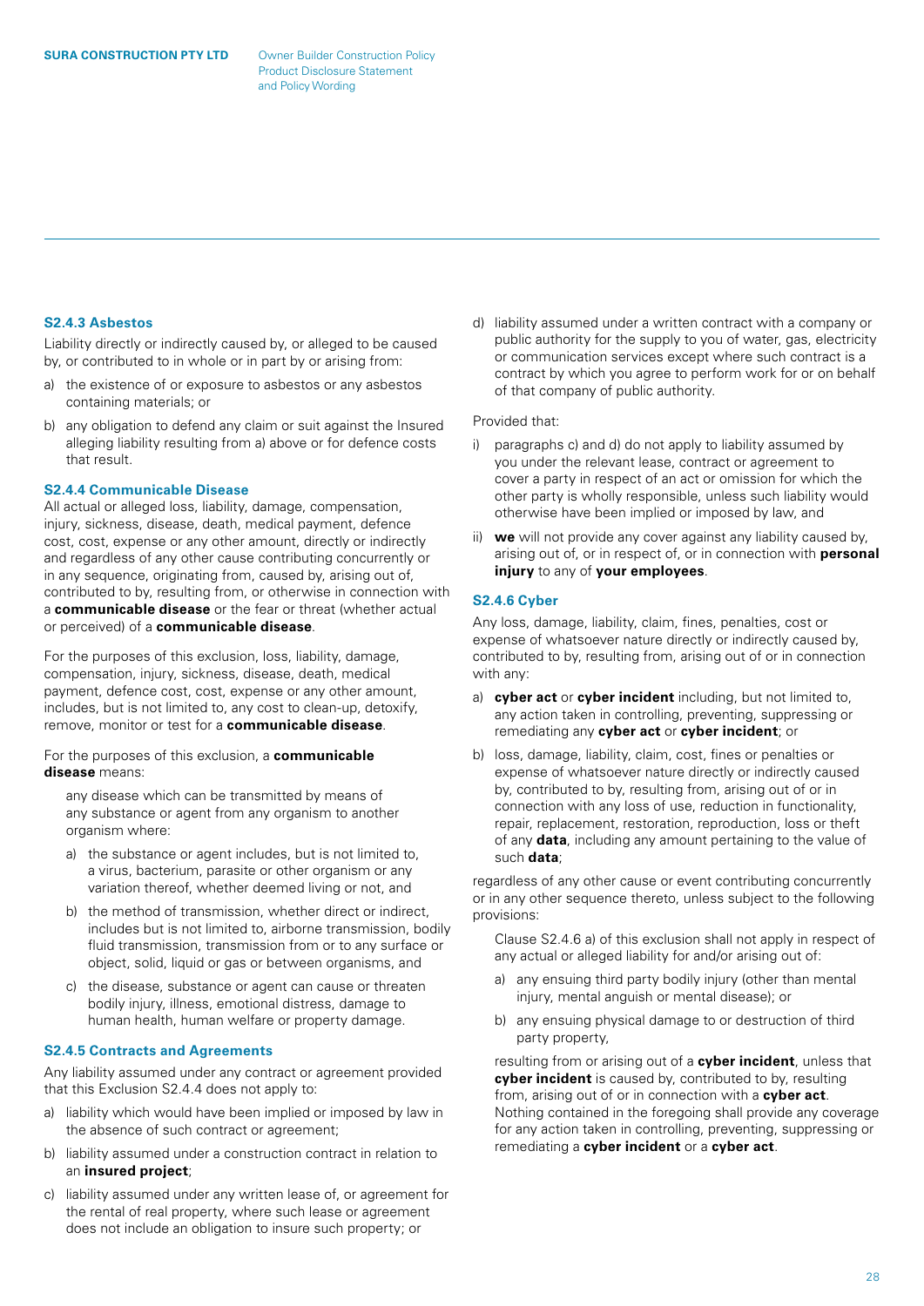### S2.4.3 Asbestos

Liability directly or indirectly caused by, or alleged to be caused by, or contributed to in whole or in part by or arising from:

a) the existence of or exposure to asbestos or any asbestos containing materials; or

b) any obligation to defend any claim or suit against the Insured alleging liability resulting from a) above or for defence costs that result.

### S2.4.4 Communicable Disease

All actual or alleged loss, liability, damage, compensation, injury, sickness, disease, death, medical payment, defence cost, cost, expense or any other amount, directly or indirectly and regardless of any other cause contributing concurrently or in any sequence, originating from, caused by, arising out of, contributed to by, resulting from, or otherwise in connection with a **communicable disease** or the fear or threat (whether actual or perceived) of a **communicable disease**.

For the purposes of this exclusion, loss, liability, damage, compensation, injury, sickness, disease, death, medical payment, defence cost, cost, expense or any other amount, includes, but is not limited to, any cost to clean-up, detoxify, remove, monitor or test for a **communicable disease**.

For the purposes of this exclusion, a **communicable disease** means:

any disease which can be transmitted by means of any substance or agent from any organism to another organism where:

a) the substance or agent includes, but is not limited to, a virus, bacterium, parasite or other organism or any variation thereof, whether deemed living or not, and

b) the method of transmission, whether direct or indirect, includes but is not limited to, airborne transmission, bodily fluid transmission, transmission from or to any surface or object, solid, liquid or gas or between organisms, and

c) the disease, substance or agent can cause or threaten bodily injury, illness, emotional distress, damage to human health, human welfare or property damage.

### S2.4.5 Contracts and Agreements

Any liability assumed under any contract or agreement provided that this Exclusion S2.4.4 does not apply to:

a) liability which would have been implied or imposed by law in the absence of such contract or agreement;

b) liability assumed under a construction contract in relation to an **insured project**;

c) liability assumed under any written lease of, or agreement for the rental of real property, where such lease or agreement does not include an obligation to insure such property; or

d) liability assumed under a written contract with a company or public authority for the supply to you of water, gas, electricity or communication services except where such contract is a contract by which you agree to perform work for or on behalf of that company of public authority.

Provided that:

i) paragraphs c) and d) do not apply to liability assumed by you under the relevant lease, contract or agreement to cover a party in respect of an act or omission for which the other party is wholly responsible, unless such liability would otherwise have been implied or imposed by law, and

ii) **we** will not provide any cover against any liability caused by, arising out of, or in respect of, or in connection with **personal injury** to any of **your employees**.

### S2.4.6 Cyber

Any loss, damage, liability, claim, fines, penalties, cost or expense of whatsoever nature directly or indirectly caused by, contributed to by, resulting from, arising out of or in connection with any:

a) **cyber act** or **cyber incident** including, but not limited to, any action taken in controlling, preventing, suppressing or remediating any **cyber act** or **cyber incident**; or

b) loss, damage, liability, claim, cost, fines or penalties or expense of whatsoever nature directly or indirectly caused by, contributed to by, resulting from, arising out of or in connection with any loss of use, reduction in functionality, repair, replacement, restoration, reproduction, loss or theft of any **data**, including any amount pertaining to the value of such **data**;

regardless of any other cause or event contributing concurrently or in any other sequence thereto, unless subject to the following provisions:

Clause S2.4.6 a) of this exclusion shall not apply in respect of any actual or alleged liability for and/or arising out of:

a) any ensuing third party bodily injury (other than mental injury, mental anguish or mental disease); or

b) any ensuing physical damage to or destruction of third party property,

resulting from or arising out of a **cyber incident**, unless that **cyber incident** is caused by, contributed to by, resulting from, arising out of or in connection with a **cyber act**. Nothing contained in the foregoing shall provide any coverage for any action taken in controlling, preventing, suppressing or remediating a **cyber incident** or a **cyber act**.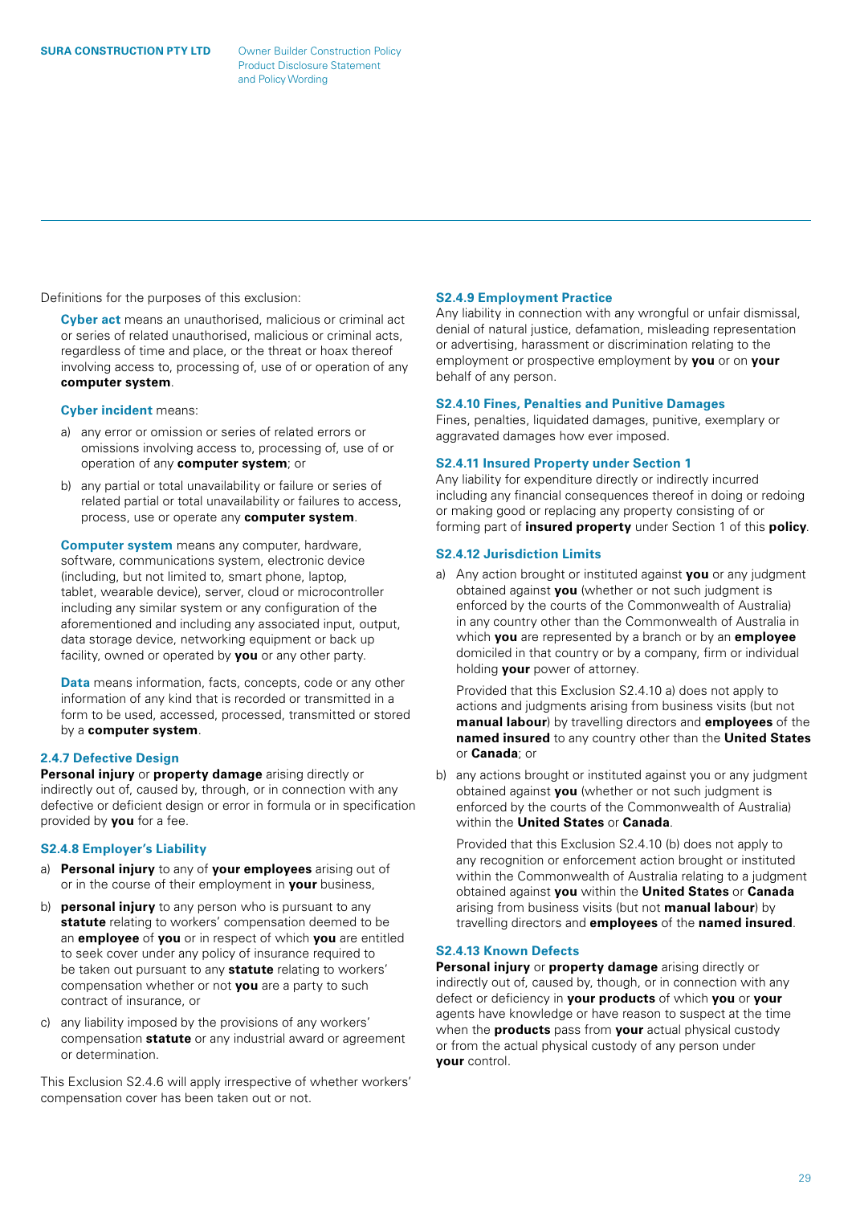Definitions for the purposes of this exclusion:

**Cyber act** means an unauthorised, malicious or criminal act or series of related unauthorised, malicious or criminal acts, regardless of time and place, or the threat or hoax thereof involving access to, processing of, use of or operation of any **computer system**.

**Cyber incident** means:

a) any error or omission or series of related errors or omissions involving access to, processing of, use of or operation of any **computer system**; or

b) any partial or total unavailability or failure or series of related partial or total unavailability or failures to access, process, use or operate any **computer system**.

**Computer system** means any computer, hardware, software, communications system, electronic device (including, but not limited to, smart phone, laptop, tablet, wearable device), server, cloud or microcontroller including any similar system or any configuration of the aforementioned and including any associated input, output, data storage device, networking equipment or back up facility, owned or operated by **you** or any other party.

**Data** means information, facts, concepts, code or any other information of any kind that is recorded or transmitted in a form to be used, accessed, processed, transmitted or stored by a **computer system**.

#### 2.4.7 Defective Design

**Personal injury** or **property damage** arising directly or indirectly out of, caused by, through, or in connection with any defective or deficient design or error in formula or in specification provided by **you** for a fee.

#### S2.4.8 Employer's Liability

a) **Personal injury** to any of **your employees** arising out of or in the course of their employment in **your** business,

b) **personal injury** to any person who is pursuant to any **statute** relating to workers' compensation deemed to be an **employee** of **you** or in respect of which **you** are entitled to seek cover under any policy of insurance required to be taken out pursuant to any **statute** relating to workers' compensation whether or not **you** are a party to such contract of insurance, or

c) any liability imposed by the provisions of any workers' compensation **statute** or any industrial award or agreement or determination.

This Exclusion S2.4.6 will apply irrespective of whether workers' compensation cover has been taken out or not.

#### S2.4.9 Employment Practice

Any liability in connection with any wrongful or unfair dismissal, denial of natural justice, defamation, misleading representation or advertising, harassment or discrimination relating to the employment or prospective employment by **you** or on **your** behalf of any person.

#### S2.4.10 Fines, Penalties and Punitive Damages

Fines, penalties, liquidated damages, punitive, exemplary or aggravated damages how ever imposed.

#### S2.4.11 Insured Property under Section 1

Any liability for expenditure directly or indirectly incurred including any financial consequences thereof in doing or redoing or making good or replacing any property consisting of or forming part of **insured property** under Section 1 of this **policy**.

#### S2.4.12 Jurisdiction Limits

a) Any action brought or instituted against **you** or any judgment obtained against **you** (whether or not such judgment is enforced by the courts of the Commonwealth of Australia) in any country other than the Commonwealth of Australia in which **you** are represented by a branch or by an **employee** domiciled in that country or by a company, firm or individual holding **your** power of attorney.

   Provided that this Exclusion S2.4.10 a) does not apply to actions and judgments arising from business visits (but not **manual labour**) by travelling directors and **employees** of the **named insured** to any country other than the **United States** or **Canada**; or

b) any actions brought or instituted against you or any judgment obtained against **you** (whether or not such judgment is enforced by the courts of the Commonwealth of Australia) within the **United States** or **Canada**.

   Provided that this Exclusion S2.4.10 (b) does not apply to any recognition or enforcement action brought or instituted within the Commonwealth of Australia relating to a judgment obtained against **you** within the **United States** or **Canada** arising from business visits (but not **manual labour**) by travelling directors and **employees** of the **named insured**.

#### S2.4.13 Known Defects

**Personal injury** or **property damage** arising directly or indirectly out of, caused by, though, or in connection with any defect or deficiency in **your products** of which **you** or **your** agents have knowledge or have reason to suspect at the time when the **products** pass from **your** actual physical custody or from the actual physical custody of any person under **your** control.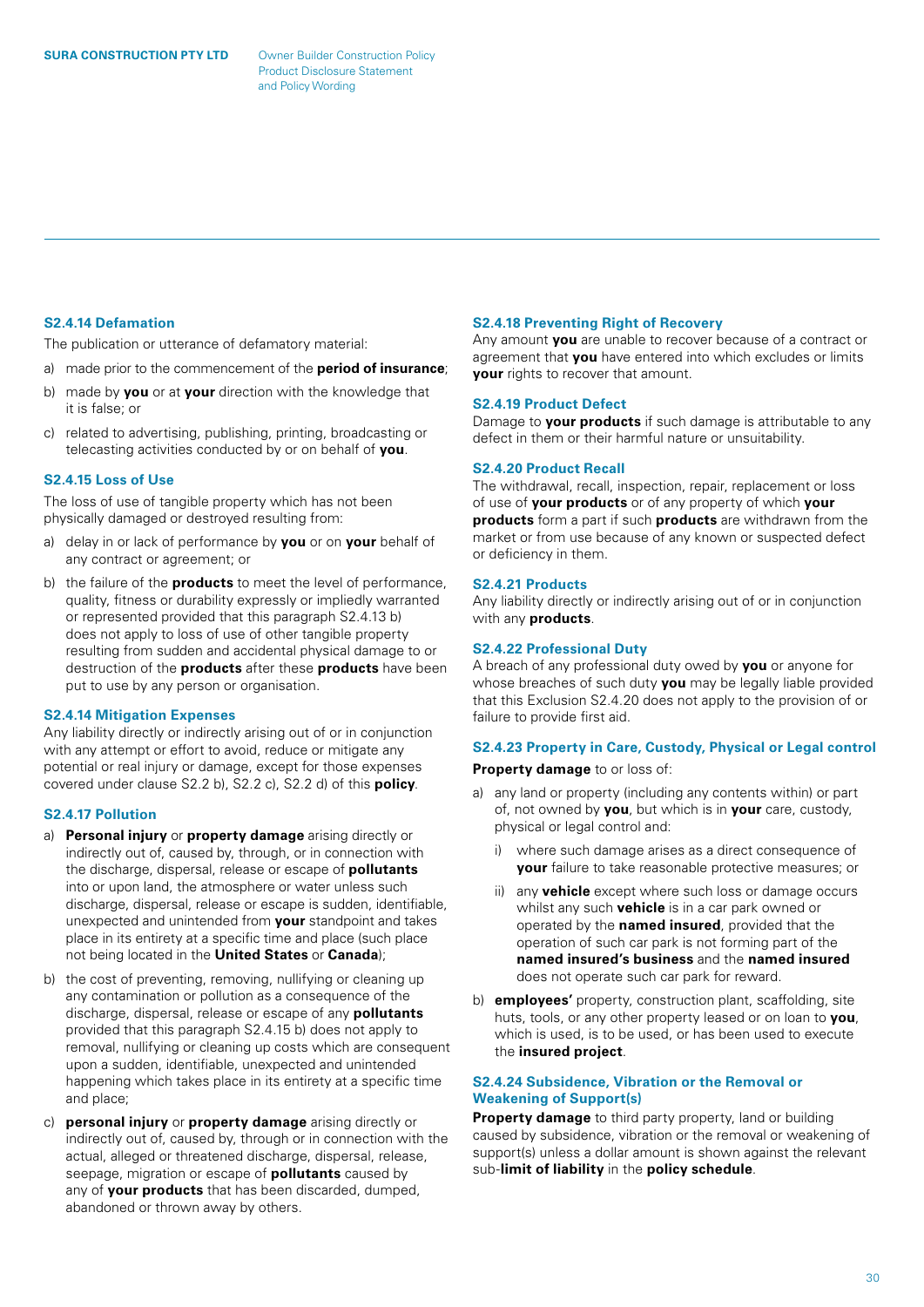### S2.4.14 Defamation

The publication or utterance of defamatory material:

a) made prior to the commencement of the **period of insurance**;

b) made by **you** or at **your** direction with the knowledge that it is false; or

c) related to advertising, publishing, printing, broadcasting or telecasting activities conducted by or on behalf of **you**.

### S2.4.15 Loss of Use

The loss of use of tangible property which has not been physically damaged or destroyed resulting from:

a) delay in or lack of performance by **you** or on **your** behalf of any contract or agreement; or

b) the failure of the **products** to meet the level of performance, quality, fitness or durability expressly or impliedly warranted or represented provided that this paragraph S2.4.13 b) does not apply to loss of use of other tangible property resulting from sudden and accidental physical damage to or destruction of the **products** after these **products** have been put to use by any person or organisation.

### S2.4.14 Mitigation Expenses

Any liability directly or indirectly arising out of or in conjunction with any attempt or effort to avoid, reduce or mitigate any potential or real injury or damage, except for those expenses covered under clause S2.2 b), S2.2 c), S2.2 d) of this **policy**.

### S2.4.17 Pollution

a) **Personal injury** or **property damage** arising directly or indirectly out of, caused by, through, or in connection with the discharge, dispersal, release or escape of **pollutants** into or upon land, the atmosphere or water unless such discharge, dispersal, release or escape is sudden, identifiable, unexpected and unintended from **your** standpoint and takes place in its entirety at a specific time and place (such place not being located in the **United States** or **Canada**);

b) the cost of preventing, removing, nullifying or cleaning up any contamination or pollution as a consequence of the discharge, dispersal, release or escape of any **pollutants** provided that this paragraph S2.4.15 b) does not apply to removal, nullifying or cleaning up costs which are consequent upon a sudden, identifiable, unexpected and unintended happening which takes place in its entirety at a specific time and place;

c) **personal injury** or **property damage** arising directly or indirectly out of, caused by, through or in connection with the actual, alleged or threatened discharge, dispersal, release, seepage, migration or escape of **pollutants** caused by any of **your products** that has been discarded, dumped, abandoned or thrown away by others.

### S2.4.18 Preventing Right of Recovery

Any amount **you** are unable to recover because of a contract or agreement that **you** have entered into which excludes or limits **your** rights to recover that amount.

### S2.4.19 Product Defect

Damage to **your products** if such damage is attributable to any defect in them or their harmful nature or unsuitability.

### S2.4.20 Product Recall

The withdrawal, recall, inspection, repair, replacement or loss of use of **your products** or of any property of which **your products** form a part if such **products** are withdrawn from the market or from use because of any known or suspected defect or deficiency in them.

### S2.4.21 Products

Any liability directly or indirectly arising out of or in conjunction with any **products**.

### S2.4.22 Professional Duty

A breach of any professional duty owed by **you** or anyone for whose breaches of such duty **you** may be legally liable provided that this Exclusion S2.4.20 does not apply to the provision of or failure to provide first aid.

### S2.4.23 Property in Care, Custody, Physical or Legal control

**Property damage** to or loss of:

a) any land or property (including any contents within) or part of, not owned by **you**, but which is in **your** care, custody, physical or legal control and:

   i) where such damage arises as a direct consequence of **your** failure to take reasonable protective measures; or

   ii) any **vehicle** except where such loss or damage occurs whilst any such **vehicle** is in a car park owned or operated by the **named insured**, provided that the operation of such car park is not forming part of the **named insured's business** and the **named insured** does not operate such car park for reward.

b) **employees'** property, construction plant, scaffolding, site huts, tools, or any other property leased or on loan to **you**, which is used, is to be used, or has been used to execute the **insured project**.

### S2.4.24 Subsidence, Vibration or the Removal or Weakening of Support(s)

**Property damage** to third party property, land or building caused by subsidence, vibration or the removal or weakening of support(s) unless a dollar amount is shown against the relevant sub-**limit of liability** in the **policy schedule**.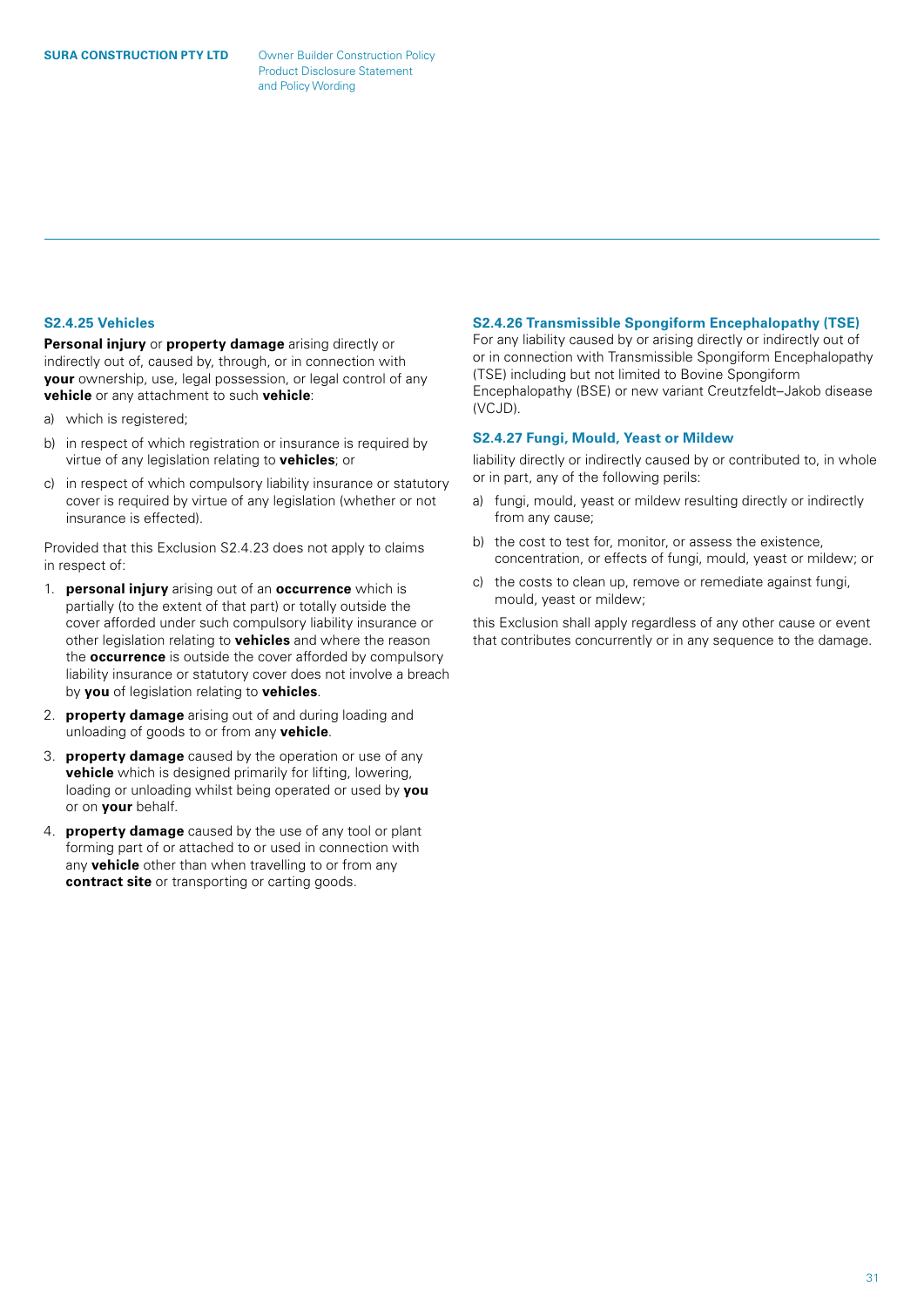### S2.4.25 Vehicles

**Personal injury** or **property damage** arising directly or indirectly out of, caused by, through, or in connection with **your** ownership, use, legal possession, or legal control of any **vehicle** or any attachment to such **vehicle**:

a) which is registered;

b) in respect of which registration or insurance is required by virtue of any legislation relating to **vehicles**; or

c) in respect of which compulsory liability insurance or statutory cover is required by virtue of any legislation (whether or not insurance is effected).

Provided that this Exclusion S2.4.23 does not apply to claims in respect of:

1. **personal injury** arising out of an **occurrence** which is partially (to the extent of that part) or totally outside the cover afforded under such compulsory liability insurance or other legislation relating to **vehicles** and where the reason the **occurrence** is outside the cover afforded by compulsory liability insurance or statutory cover does not involve a breach by **you** of legislation relating to **vehicles**.
2. **property damage** arising out of and during loading and unloading of goods to or from any **vehicle**.
3. **property damage** caused by the operation or use of any **vehicle** which is designed primarily for lifting, lowering, loading or unloading whilst being operated or used by **you** or on **your** behalf.
4. **property damage** caused by the use of any tool or plant forming part of or attached to or used in connection with any **vehicle** other than when travelling to or from any **contract site** or transporting or carting goods.

### S2.4.26 Transmissible Spongiform Encephalopathy (TSE)

For any liability caused by or arising directly or indirectly out of or in connection with Transmissible Spongiform Encephalopathy (TSE) including but not limited to Bovine Spongiform Encephalopathy (BSE) or new variant Creutzfeldt–Jakob disease (VCJD).

### S2.4.27 Fungi, Mould, Yeast or Mildew

liability directly or indirectly caused by or contributed to, in whole or in part, any of the following perils:

a) fungi, mould, yeast or mildew resulting directly or indirectly from any cause;

b) the cost to test for, monitor, or assess the existence, concentration, or effects of fungi, mould, yeast or mildew; or

c) the costs to clean up, remove or remediate against fungi, mould, yeast or mildew;

this Exclusion shall apply regardless of any other cause or event that contributes concurrently or in any sequence to the damage.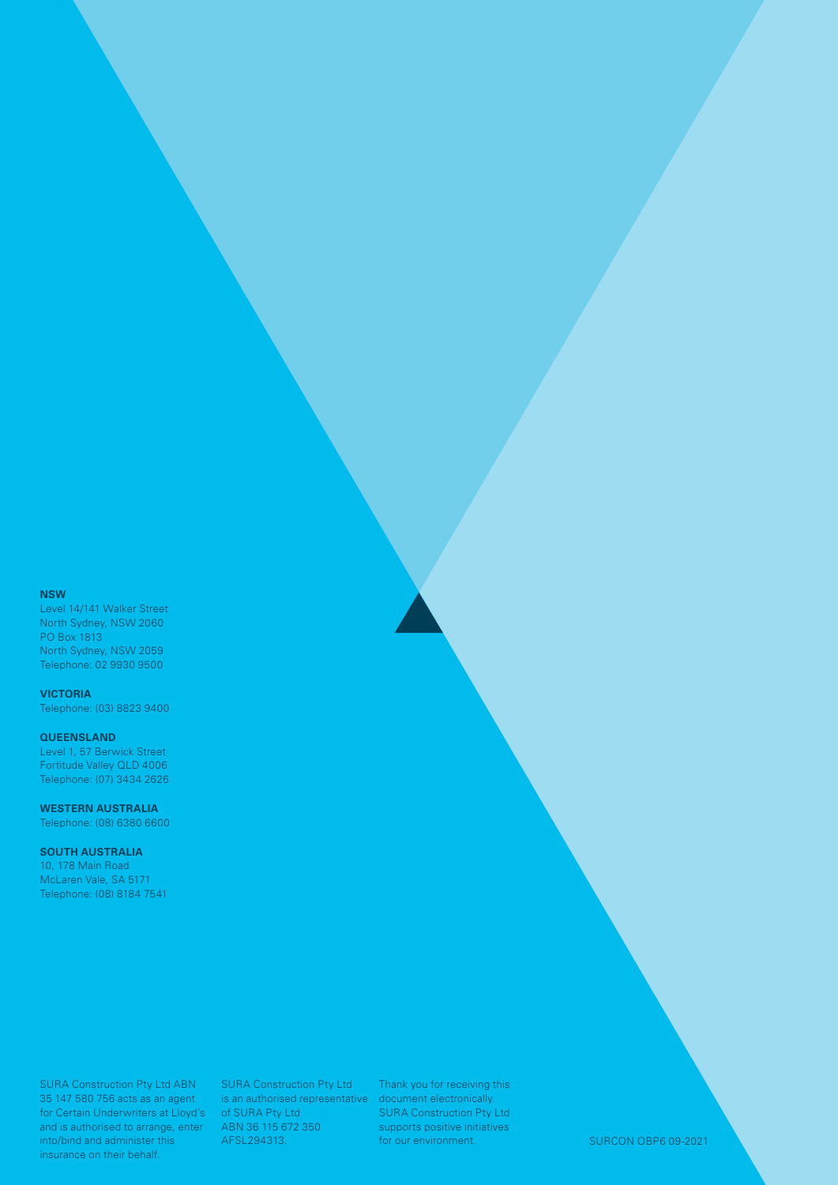**NSW**
Level 14/141 Walker Street
North Sydney, NSW 2060
PO Box 1813
North Sydney, NSW 2059
Telephone: 02 9930 9500

**VICTORIA**
Telephone: (03) 8823 9400

**QUEENSLAND**
Level 1, 57 Berwick Street
Fortitude Valley QLD 4006
Telephone: (07) 3434 2626

**WESTERN AUSTRALIA**
Telephone: (08) 6380 6600

**SOUTH AUSTRALIA**
10, 178 Main Road
McLaren Vale, SA 5171
Telephone: (08) 8184 7541

SURA Construction Pty Ltd ABN 35 147 580 756 acts as an agent for Certain Underwriters at Lloyd's and is authorised to arrange, enter into/bind and administer this insurance on their behalf.

SURA Construction Pty Ltd is an authorised representative of SURA Pty Ltd ABN 36 115 672 350 AFSL294313.

Thank you for receiving this document electronically. SURA Construction Pty Ltd supports positive initiatives for our environment.

SURCON OBP6 09-2021